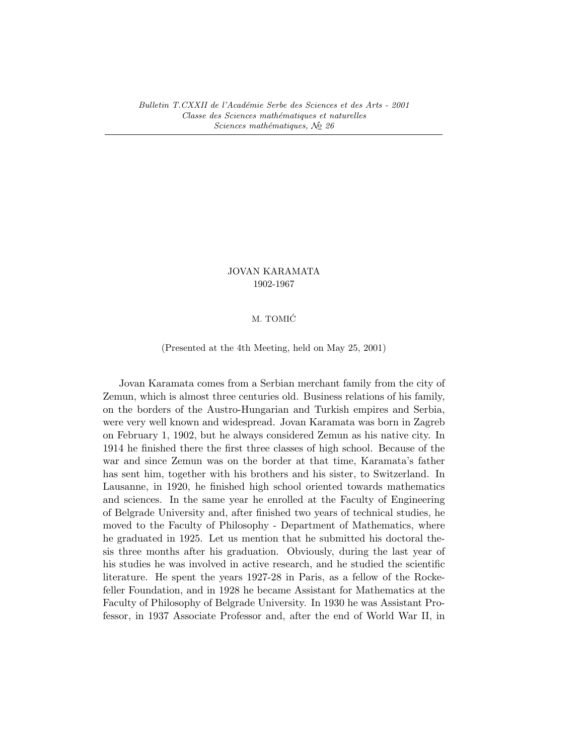*Bulletin T.CXXII de l'Académie Serbe des Sciences et des Arts - 2001*
*Classe des Sciences mathématiques et naturelles*
*Sciences mathématiques, № 26*

# JOVAN KARAMATA
1902-1967

M. TOMIĆ

(Presented at the 4th Meeting, held on May 25, 2001)

Jovan Karamata comes from a Serbian merchant family from the city of Zemun, which is almost three centuries old. Business relations of his family, on the borders of the Austro-Hungarian and Turkish empires and Serbia, were very well known and widespread. Jovan Karamata was born in Zagreb on February 1, 1902, but he always considered Zemun as his native city. In 1914 he finished there the first three classes of high school. Because of the war and since Zemun was on the border at that time, Karamata's father has sent him, together with his brothers and his sister, to Switzerland. In Lausanne, in 1920, he finished high school oriented towards mathematics and sciences. In the same year he enrolled at the Faculty of Engineering of Belgrade University and, after finished two years of technical studies, he moved to the Faculty of Philosophy - Department of Mathematics, where he graduated in 1925. Let us mention that he submitted his doctoral thesis three months after his graduation. Obviously, during the last year of his studies he was involved in active research, and he studied the scientific literature. He spent the years 1927-28 in Paris, as a fellow of the Rockefeller Foundation, and in 1928 he became Assistant for Mathematics at the Faculty of Philosophy of Belgrade University. In 1930 he was Assistant Professor, in 1937 Associate Professor and, after the end of World War II, in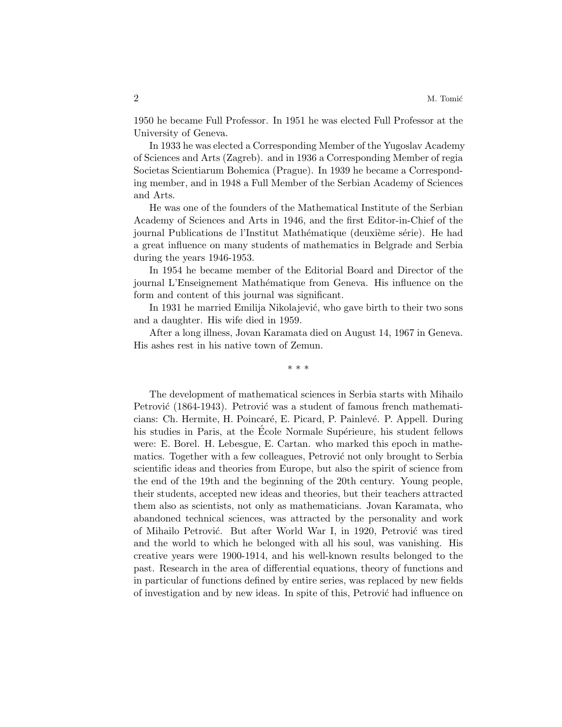1950 he became Full Professor. In 1951 he was elected Full Professor at the University of Geneva.

In 1933 he was elected a Corresponding Member of the Yugoslav Academy of Sciences and Arts (Zagreb). and in 1936 a Corresponding Member of regia Societas Scientiarum Bohemica (Prague). In 1939 he became a Corresponding member, and in 1948 a Full Member of the Serbian Academy of Sciences and Arts.

He was one of the founders of the Mathematical Institute of the Serbian Academy of Sciences and Arts in 1946, and the first Editor-in-Chief of the journal Publications de l'Institut Mathématique (deuxième série). He had a great influence on many students of mathematics in Belgrade and Serbia during the years 1946-1953.

In 1954 he became member of the Editorial Board and Director of the journal L'Enseignement Mathématique from Geneva. His influence on the form and content of this journal was significant.

In 1931 he married Emilija Nikolajević, who gave birth to their two sons and a daughter. His wife died in 1959.

After a long illness, Jovan Karamata died on August 14, 1967 in Geneva. His ashes rest in his native town of Zemun.

\* \* \*

The development of mathematical sciences in Serbia starts with Mihailo Petrović (1864-1943). Petrović was a student of famous french mathematicians: Ch. Hermite, H. Poincaré, E. Picard, P. Painlevé. P. Appell. During his studies in Paris, at the École Normale Supérieure, his student fellows were: E. Borel. H. Lebesgue, E. Cartan. who marked this epoch in mathematics. Together with a few colleagues, Petrović not only brought to Serbia scientific ideas and theories from Europe, but also the spirit of science from the end of the 19th and the beginning of the 20th century. Young people, their students, accepted new ideas and theories, but their teachers attracted them also as scientists, not only as mathematicians. Jovan Karamata, who abandoned technical sciences, was attracted by the personality and work of Mihailo Petrović. But after World War I, in 1920, Petrović was tired and the world to which he belonged with all his soul, was vanishing. His creative years were 1900-1914, and his well-known results belonged to the past. Research in the area of differential equations, theory of functions and in particular of functions defined by entire series, was replaced by new fields of investigation and by new ideas. In spite of this, Petrović had influence on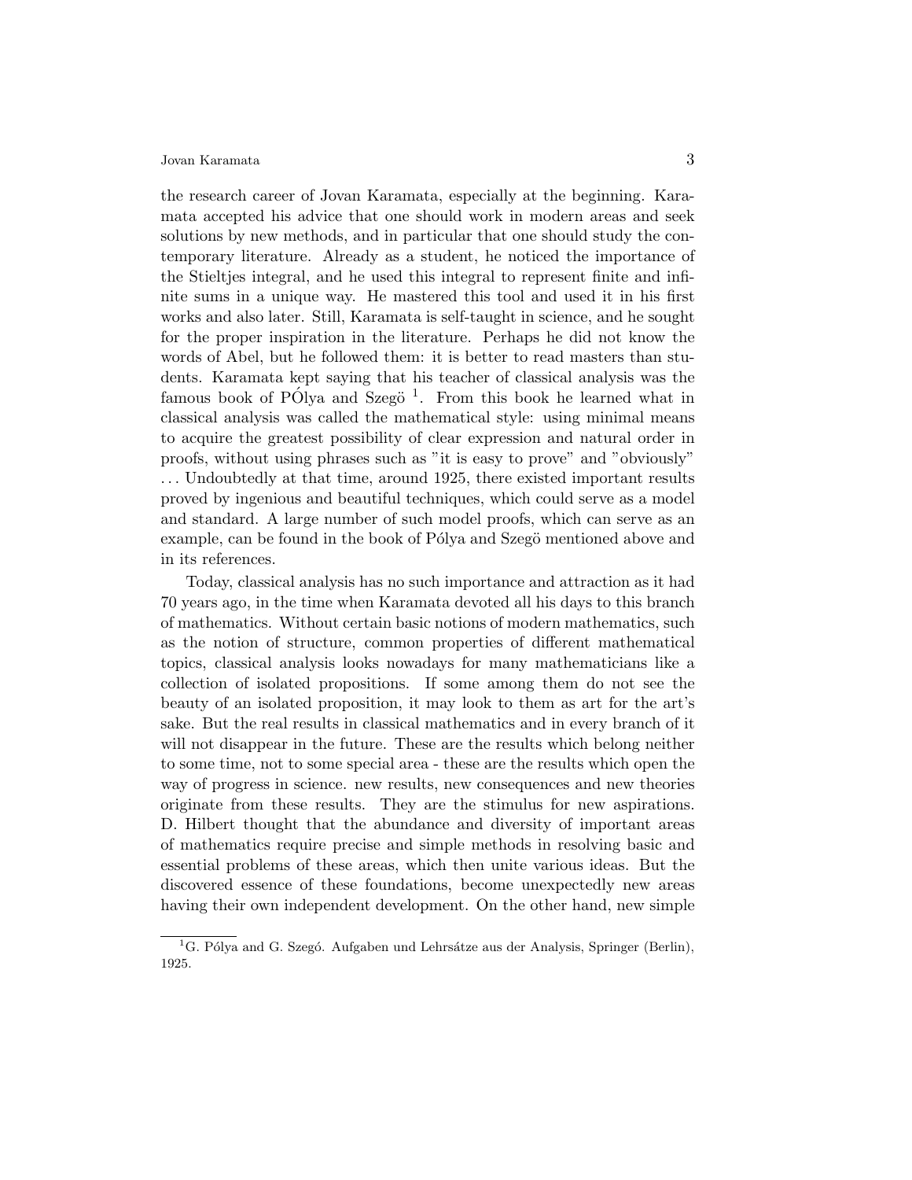the research career of Jovan Karamata, especially at the beginning. Karamata accepted his advice that one should work in modern areas and seek solutions by new methods, and in particular that one should study the contemporary literature. Already as a student, he noticed the importance of the Stieltjes integral, and he used this integral to represent finite and infinite sums in a unique way. He mastered this tool and used it in his first works and also later. Still, Karamata is self-taught in science, and he sought for the proper inspiration in the literature. Perhaps he did not know the words of Abel, but he followed them: it is better to read masters than students. Karamata kept saying that his teacher of classical analysis was the famous book of PÓlya and Szegö [1]. From this book he learned what in classical analysis was called the mathematical style: using minimal means to acquire the greatest possibility of clear expression and natural order in proofs, without using phrases such as "it is easy to prove" and "obviously" ... Undoubtedly at that time, around 1925, there existed important results proved by ingenious and beautiful techniques, which could serve as a model and standard. A large number of such model proofs, which can serve as an example, can be found in the book of Pólya and Szegö mentioned above and in its references.

Today, classical analysis has no such importance and attraction as it had 70 years ago, in the time when Karamata devoted all his days to this branch of mathematics. Without certain basic notions of modern mathematics, such as the notion of structure, common properties of different mathematical topics, classical analysis looks nowadays for many mathematicians like a collection of isolated propositions. If some among them do not see the beauty of an isolated proposition, it may look to them as art for the art's sake. But the real results in classical mathematics and in every branch of it will not disappear in the future. These are the results which belong neither to some time, not to some special area - these are the results which open the way of progress in science. new results, new consequences and new theories originate from these results. They are the stimulus for new aspirations. D. Hilbert thought that the abundance and diversity of important areas of mathematics require precise and simple methods in resolving basic and essential problems of these areas, which then unite various ideas. But the discovered essence of these foundations, become unexpectedly new areas having their own independent development. On the other hand, new simple

[1] G. Pólya and G. Szegó. Aufgaben und Lehrsátze aus der Analysis, Springer (Berlin), 1925.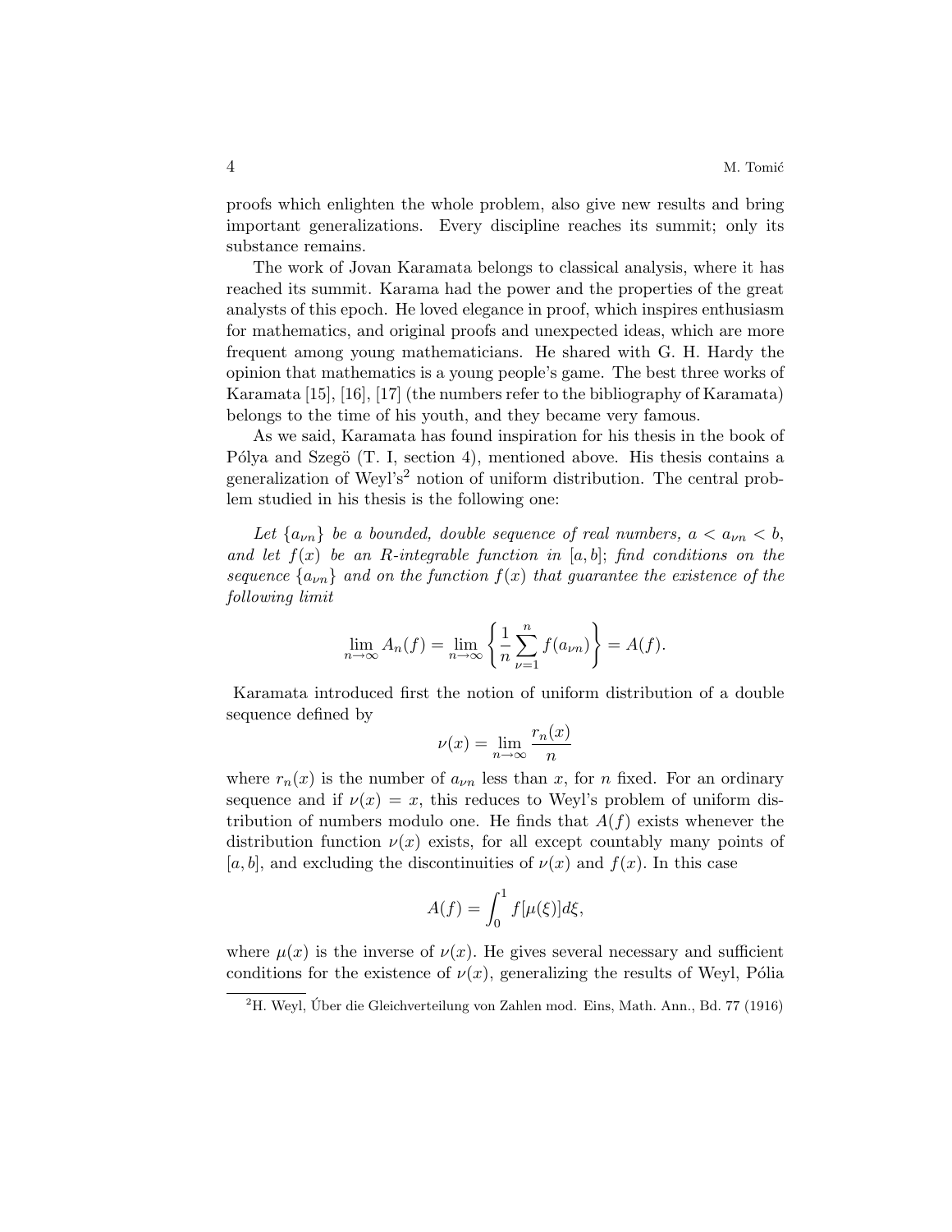proofs which enlighten the whole problem, also give new results and bring important generalizations. Every discipline reaches its summit; only its substance remains.

The work of Jovan Karamata belongs to classical analysis, where it has reached its summit. Karama had the power and the properties of the great analysts of this epoch. He loved elegance in proof, which inspires enthusiasm for mathematics, and original proofs and unexpected ideas, which are more frequent among young mathematicians. He shared with G. H. Hardy the opinion that mathematics is a young people's game. The best three works of Karamata [15], [16], [17] (the numbers refer to the bibliography of Karamata) belongs to the time of his youth, and they became very famous.

As we said, Karamata has found inspiration for his thesis in the book of Pólya and Szegö (T. I, section 4), mentioned above. His thesis contains a generalization of Weyl's[2] notion of uniform distribution. The central problem studied in his thesis is the following one:

*Let $\{a_{\nu n}\}$ be a bounded, double sequence of real numbers, $a < a_{\nu n} < b$, and let $f(x)$ be an R-integrable function in $[a, b]$; find conditions on the sequence $\{a_{\nu n}\}$ and on the function $f(x)$ that guarantee the existence of the following limit*

$$\lim_{n\to\infty} A_n(f) = \lim_{n\to\infty} \left\{ \frac{1}{n} \sum_{\nu=1}^{n} f(a_{\nu n}) \right\} = A(f).$$

Karamata introduced first the notion of uniform distribution of a double sequence defined by

$$\nu(x) = \lim_{n\to\infty} \frac{r_n(x)}{n}$$

where $r_n(x)$ is the number of $a_{\nu n}$ less than $x$, for $n$ fixed. For an ordinary sequence and if $\nu(x) = x$, this reduces to Weyl's problem of uniform distribution of numbers modulo one. He finds that $A(f)$ exists whenever the distribution function $\nu(x)$ exists, for all except countably many points of $[a, b]$, and excluding the discontinuities of $\nu(x)$ and $f(x)$. In this case

$$A(f) = \int_0^1 f[\mu(\xi)] d\xi,$$

where $\mu(x)$ is the inverse of $\nu(x)$. He gives several necessary and sufficient conditions for the existence of $\nu(x)$, generalizing the results of Weyl, Pólia

[2] H. Weyl, Über die Gleichverteilung von Zahlen mod. Eins, Math. Ann., Bd. 77 (1916)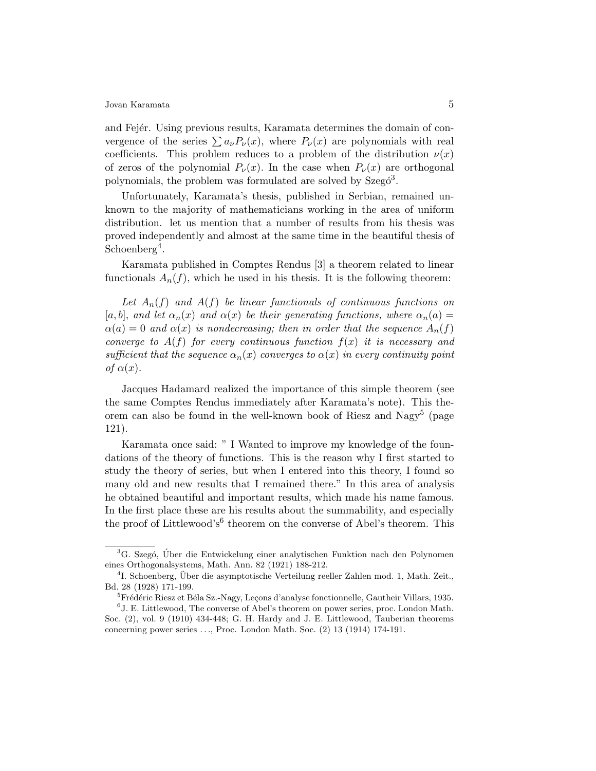and Fejér. Using previous results, Karamata determines the domain of convergence of the series $\sum a_\nu P_\nu(x)$, where $P_\nu(x)$ are polynomials with real coefficients. This problem reduces to a problem of the distribution $\nu(x)$ of zeros of the polynomial $P_\nu(x)$. In the case when $P_\nu(x)$ are orthogonal polynomials, the problem was formulated are solved by Szegó[3].

Unfortunately, Karamata's thesis, published in Serbian, remained unknown to the majority of mathematicians working in the area of uniform distribution. let us mention that a number of results from his thesis was proved independently and almost at the same time in the beautiful thesis of Schoenberg[4].

Karamata published in Comptes Rendus [3] a theorem related to linear functionals $A_n(f)$, which he used in his thesis. It is the following theorem:

*Let $A_n(f)$ and $A(f)$ be linear functionals of continuous functions on $[a, b]$, and let $\alpha_n(x)$ and $\alpha(x)$ be their generating functions, where $\alpha_n(a) = \alpha(a) = 0$ and $\alpha(x)$ is nondecreasing; then in order that the sequence $A_n(f)$ converge to $A(f)$ for every continuous function $f(x)$ it is necessary and sufficient that the sequence $\alpha_n(x)$ converges to $\alpha(x)$ in every continuity point of $\alpha(x)$.*

Jacques Hadamard realized the importance of this simple theorem (see the same Comptes Rendus immediately after Karamata's note). This theorem can also be found in the well-known book of Riesz and Nagy[5] (page 121).

Karamata once said: " I Wanted to improve my knowledge of the foundations of the theory of functions. This is the reason why I first started to study the theory of series, but when I entered into this theory, I found so many old and new results that I remained there." In this area of analysis he obtained beautiful and important results, which made his name famous. In the first place these are his results about the summability, and especially the proof of Littlewood's[6] theorem on the converse of Abel's theorem. This

---

[3] G. Szegó, Über die Entwickelung einer analytischen Funktion nach den Polynomen eines Orthogonalsystems, Math. Ann. 82 (1921) 188-212.

[4] I. Schoenberg, Über die asymptotische Verteilung reeller Zahlen mod. 1, Math. Zeit., Bd. 28 (1928) 171-199.

[5] Frédéric Riesz et Béla Sz.-Nagy, Leçons d'analyse fonctionnelle, Gautheir Villars, 1935.

[6] J. E. Littlewood, The converse of Abel's theorem on power series, proc. London Math. Soc. (2), vol. 9 (1910) 434-448; G. H. Hardy and J. E. Littlewood, Tauberian theorems concerning power series . . ., Proc. London Math. Soc. (2) 13 (1914) 174-191.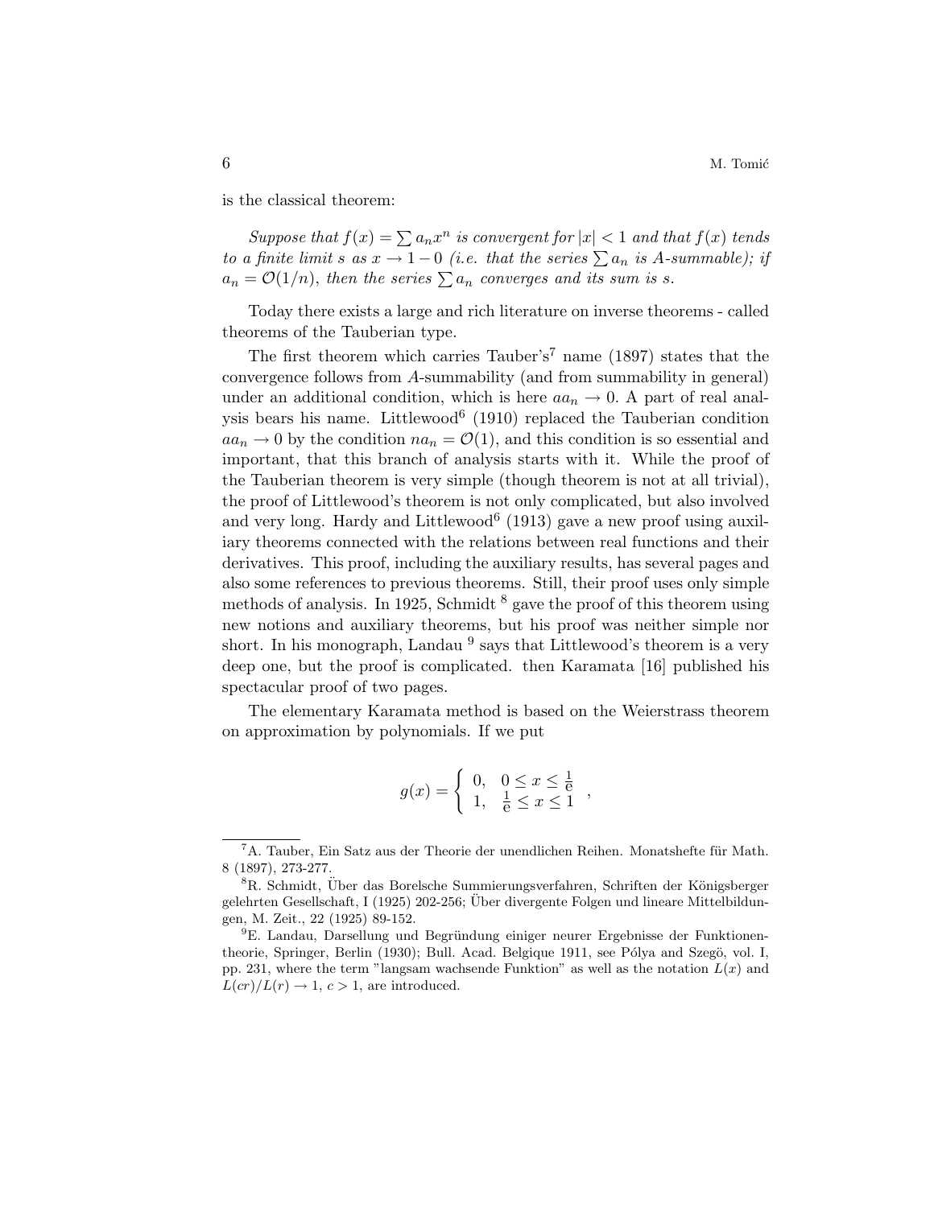is the classical theorem:

*Suppose that $f(x) = \sum a_n x^n$ is convergent for $|x| < 1$ and that $f(x)$ tends to a finite limit $s$ as $x \to 1-0$ (i.e. that the series $\sum a_n$ is A-summable); if $a_n = \mathcal{O}(1/n)$, then the series $\sum a_n$ converges and its sum is $s$.*

Today there exists a large and rich literature on inverse theorems - called theorems of the Tauberian type.

The first theorem which carries Tauber's[7] name (1897) states that the convergence follows from $A$-summability (and from summability in general) under an additional condition, which is here $aa_n \to 0$. A part of real analysis bears his name. Littlewood[6] (1910) replaced the Tauberian condition $aa_n \to 0$ by the condition $na_n = \mathcal{O}(1)$, and this condition is so essential and important, that this branch of analysis starts with it. While the proof of the Tauberian theorem is very simple (though theorem is not at all trivial), the proof of Littlewood's theorem is not only complicated, but also involved and very long. Hardy and Littlewood[6] (1913) gave a new proof using auxiliary theorems connected with the relations between real functions and their derivatives. This proof, including the auxiliary results, has several pages and also some references to previous theorems. Still, their proof uses only simple methods of analysis. In 1925, Schmidt [8] gave the proof of this theorem using new notions and auxiliary theorems, but his proof was neither simple nor short. In his monograph, Landau [9] says that Littlewood's theorem is a very deep one, but the proof is complicated. then Karamata [16] published his spectacular proof of two pages.

The elementary Karamata method is based on the Weierstrass theorem on approximation by polynomials. If we put

$$g(x) = \begin{cases} 0, & 0 \le x \le \frac{1}{e} \\ 1, & \frac{1}{e} \le x \le 1 \end{cases},$$

---

[7] A. Tauber, Ein Satz aus der Theorie der unendlichen Reihen. Monatshefte für Math. 8 (1897), 273-277.

[8] R. Schmidt, Über das Borelsche Summierungsverfahren, Schriften der Königsberger gelehrten Gesellschaft, I (1925) 202-256; Über divergente Folgen und lineare Mittelbildungen, M. Zeit., 22 (1925) 89-152.

[9] E. Landau, Darsellung und Begründung einiger neurer Ergebnisse der Funktionentheorie, Springer, Berlin (1930); Bull. Acad. Belgique 1911, see Pólya and Szegö, vol. I, pp. 231, where the term "langsam wachsende Funktion" as well as the notation $L(x)$ and $L(cr)/L(r) \to 1$, $c > 1$, are introduced.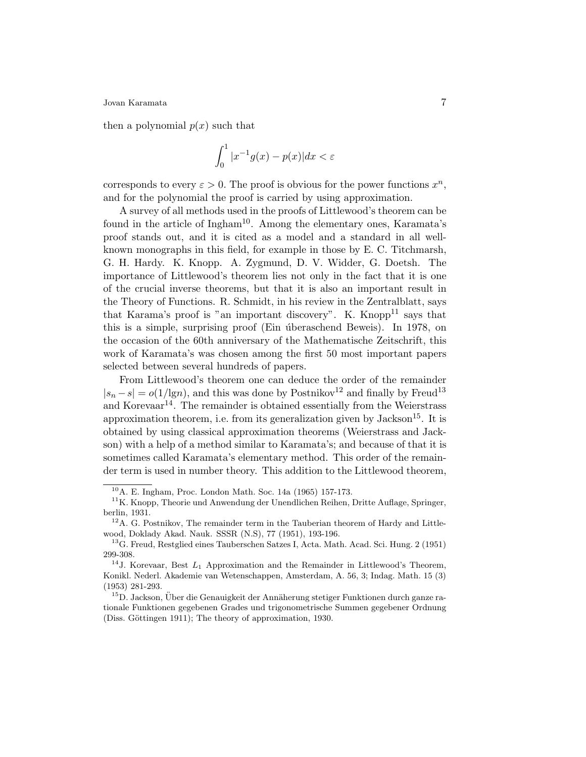then a polynomial $p(x)$ such that

$$\int_0^1 |x^{-1}g(x) - p(x)|dx < \varepsilon$$

corresponds to every $\varepsilon > 0$. The proof is obvious for the power functions $x^n$, and for the polynomial the proof is carried by using approximation.

A survey of all methods used in the proofs of Littlewood's theorem can be found in the article of Ingham[10]. Among the elementary ones, Karamata's proof stands out, and it is cited as a model and a standard in all well-known monographs in this field, for example in those by E. C. Titchmarsh, G. H. Hardy. K. Knopp. A. Zygmund, D. V. Widder, G. Doetsh. The importance of Littlewood's theorem lies not only in the fact that it is one of the crucial inverse theorems, but that it is also an important result in the Theory of Functions. R. Schmidt, in his review in the Zentralblatt, says that Karama's proof is "an important discovery". K. Knopp[11] says that this is a simple, surprising proof (Ein úberaschend Beweis). In 1978, on the occasion of the 60th anniversary of the Mathematische Zeitschrift, this work of Karamata's was chosen among the first 50 most important papers selected between several hundreds of papers.

From Littlewood's theorem one can deduce the order of the remainder $|s_n - s| = o(1/\lg n)$, and this was done by Postnikov[12] and finally by Freud[13] and Korevaar[14]. The remainder is obtained essentially from the Weierstrass approximation theorem, i.e. from its generalization given by Jackson[15]. It is obtained by using classical approximation theorems (Weierstrass and Jackson) with a help of a method similar to Karamata's; and because of that it is sometimes called Karamata's elementary method. This order of the remainder term is used in number theory. This addition to the Littlewood theorem,

---

[10] A. E. Ingham, Proc. London Math. Soc. 14a (1965) 157-173.

[11] K. Knopp, Theorie und Anwendung der Unendlichen Reihen, Dritte Auflage, Springer, berlin, 1931.

[12] A. G. Postnikov, The remainder term in the Tauberian theorem of Hardy and Littlewood, Doklady Akad. Nauk. SSSR (N.S), 77 (1951), 193-196.

[13] G. Freud, Restglied eines Tauberschen Satzes I, Acta. Math. Acad. Sci. Hung. 2 (1951) 299-308.

[14] J. Korevaar, Best $L_1$ Approximation and the Remainder in Littlewood's Theorem, Konikl. Nederl. Akademie van Wetenschappen, Amsterdam, A. 56, 3; Indag. Math. 15 (3) (1953) 281-293.

[15] D. Jackson, Über die Genauigkeit der Annäherung stetiger Funktionen durch ganze rationale Funktionen gegebenen Grades und trigonometrische Summen gegebener Ordnung (Diss. Göttingen 1911); The theory of approximation, 1930.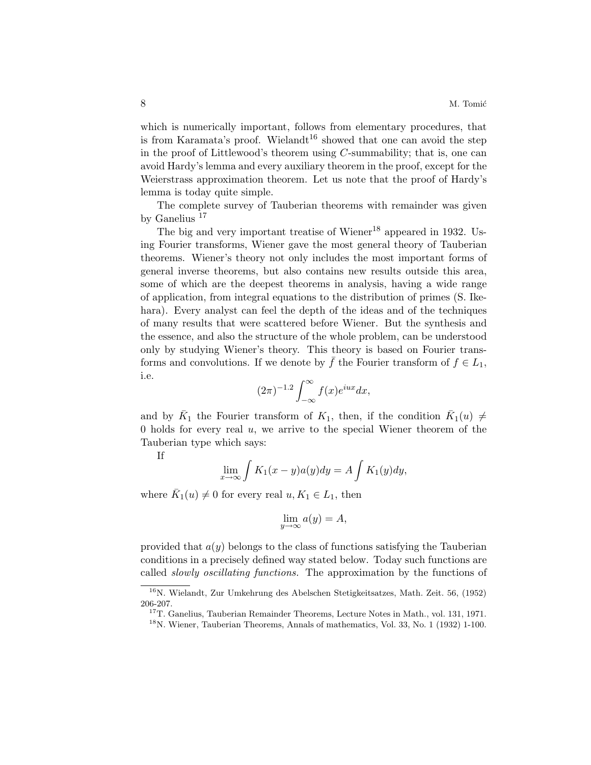which is numerically important, follows from elementary procedures, that is from Karamata's proof. Wielandt[16] showed that one can avoid the step in the proof of Littlewood's theorem using $C$-summability; that is, one can avoid Hardy's lemma and every auxiliary theorem in the proof, except for the Weierstrass approximation theorem. Let us note that the proof of Hardy's lemma is today quite simple.

The complete survey of Tauberian theorems with remainder was given by Ganelius [17]

The big and very important treatise of Wiener[18] appeared in 1932. Using Fourier transforms, Wiener gave the most general theory of Tauberian theorems. Wiener's theory not only includes the most important forms of general inverse theorems, but also contains new results outside this area, some of which are the deepest theorems in analysis, having a wide range of application, from integral equations to the distribution of primes (S. Ikehara). Every analyst can feel the depth of the ideas and of the techniques of many results that were scattered before Wiener. But the synthesis and the essence, and also the structure of the whole problem, can be understood only by studying Wiener's theory. This theory is based on Fourier transforms and convolutions. If we denote by $\bar{f}$ the Fourier transform of $f \in L_1$, i.e.

$$(2\pi)^{-1.2} \int_{-\infty}^{\infty} f(x)e^{iux}dx,$$

and by $\bar{K}_1$ the Fourier transform of $K_1$, then, if the condition $\bar{K}_1(u) \neq 0$ holds for every real $u$, we arrive to the special Wiener theorem of the Tauberian type which says:

If

$$\lim_{x\to\infty} \int K_1(x-y)a(y)dy = A \int K_1(y)dy,$$

where $\bar{K}_1(u) \neq 0$ for every real $u, K_1 \in L_1$, then

$$\lim_{y\to\infty} a(y) = A,$$

provided that $a(y)$ belongs to the class of functions satisfying the Tauberian conditions in a precisely defined way stated below. Today such functions are called *slowly oscillating functions.* The approximation by the functions of

---

[16] N. Wielandt, Zur Umkehrung des Abelschen Stetigkeitsatzes, Math. Zeit. 56, (1952) 206-207.

[17] T. Ganelius, Tauberian Remainder Theorems, Lecture Notes in Math., vol. 131, 1971.

[18] N. Wiener, Tauberian Theorems, Annals of mathematics, Vol. 33, No. 1 (1932) 1-100.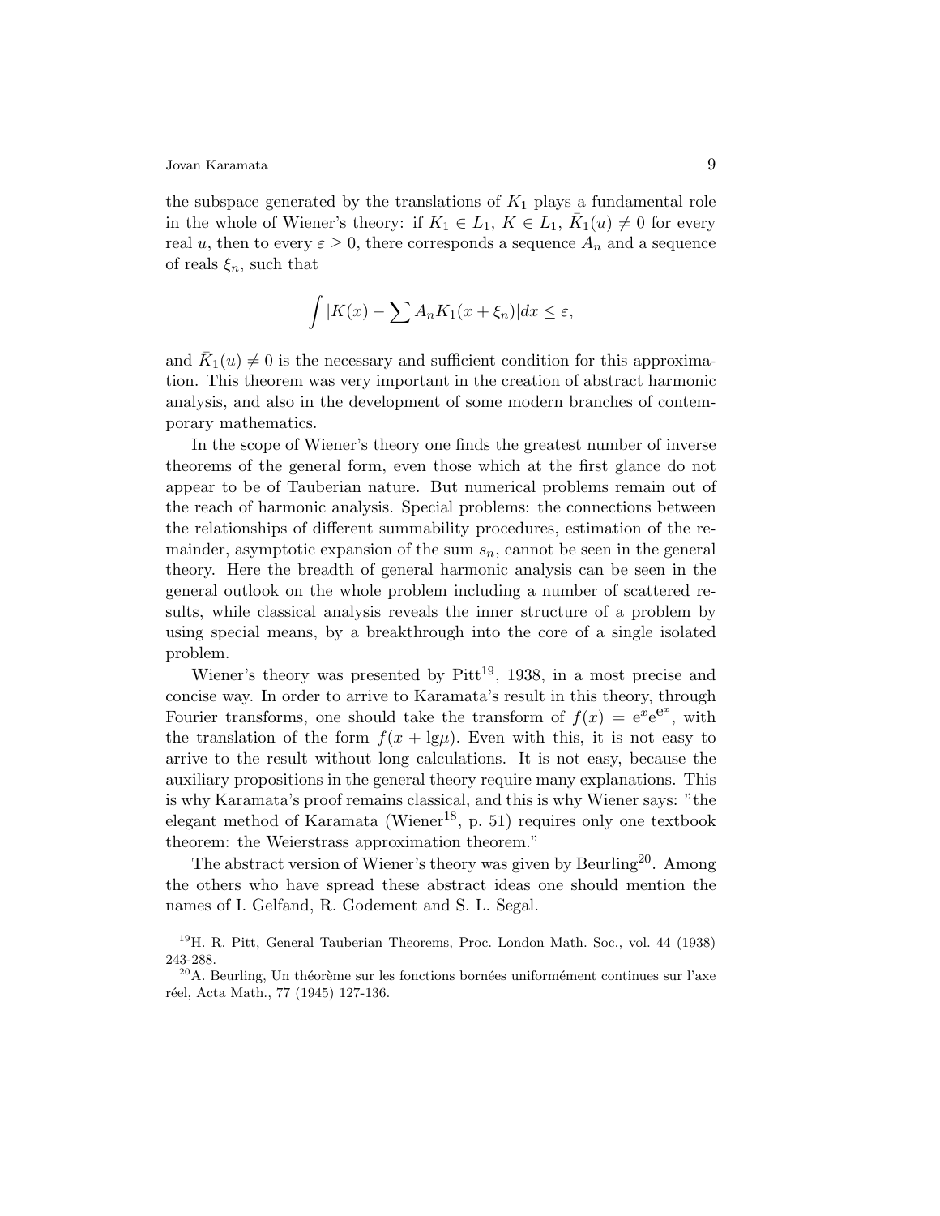the subspace generated by the translations of $K_1$ plays a fundamental role in the whole of Wiener's theory: if $K_1 \in L_1$, $K \in L_1$, $\bar{K}_1(u) \neq 0$ for every real $u$, then to every $\varepsilon \geq 0$, there corresponds a sequence $A_n$ and a sequence of reals $\xi_n$, such that

$$\int |K(x) - \sum A_n K_1(x + \xi_n)| dx \leq \varepsilon,$$

and $\bar{K}_1(u) \neq 0$ is the necessary and sufficient condition for this approximation. This theorem was very important in the creation of abstract harmonic analysis, and also in the development of some modern branches of contemporary mathematics.

In the scope of Wiener's theory one finds the greatest number of inverse theorems of the general form, even those which at the first glance do not appear to be of Tauberian nature. But numerical problems remain out of the reach of harmonic analysis. Special problems: the connections between the relationships of different summability procedures, estimation of the remainder, asymptotic expansion of the sum $s_n$, cannot be seen in the general theory. Here the breadth of general harmonic analysis can be seen in the general outlook on the whole problem including a number of scattered results, while classical analysis reveals the inner structure of a problem by using special means, by a breakthrough into the core of a single isolated problem.

Wiener's theory was presented by Pitt[19], 1938, in a most precise and concise way. In order to arrive to Karamata's result in this theory, through Fourier transforms, one should take the transform of $f(x) = \mathrm{e}^x \mathrm{e}^{\mathrm{e}^x}$, with the translation of the form $f(x + \lg\mu)$. Even with this, it is not easy to arrive to the result without long calculations. It is not easy, because the auxiliary propositions in the general theory require many explanations. This is why Karamata's proof remains classical, and this is why Wiener says: "the elegant method of Karamata (Wiener[18], p. 51) requires only one textbook theorem: the Weierstrass approximation theorem."

The abstract version of Wiener's theory was given by Beurling[20]. Among the others who have spread these abstract ideas one should mention the names of I. Gelfand, R. Godement and S. L. Segal.

---

[19] H. R. Pitt, General Tauberian Theorems, Proc. London Math. Soc., vol. 44 (1938) 243-288.

[20] A. Beurling, Un théorème sur les fonctions bornées uniformément continues sur l'axe réel, Acta Math., 77 (1945) 127-136.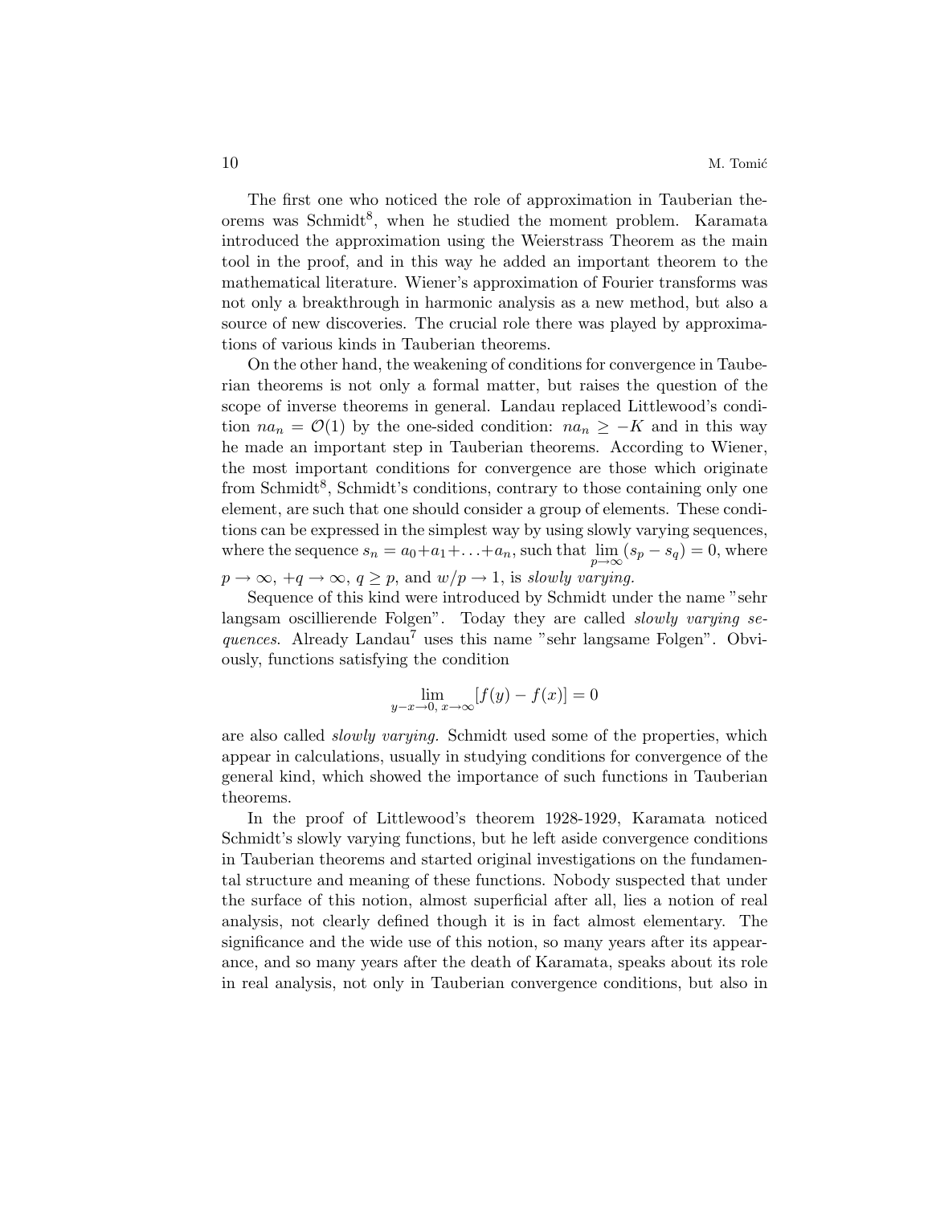The first one who noticed the role of approximation in Tauberian theorems was Schmidt[8], when he studied the moment problem. Karamata introduced the approximation using the Weierstrass Theorem as the main tool in the proof, and in this way he added an important theorem to the mathematical literature. Wiener's approximation of Fourier transforms was not only a breakthrough in harmonic analysis as a new method, but also a source of new discoveries. The crucial role there was played by approximations of various kinds in Tauberian theorems.

On the other hand, the weakening of conditions for convergence in Tauberian theorems is not only a formal matter, but raises the question of the scope of inverse theorems in general. Landau replaced Littlewood's condition $na_n = \mathcal{O}(1)$ by the one-sided condition: $na_n \geq -K$ and in this way he made an important step in Tauberian theorems. According to Wiener, the most important conditions for convergence are those which originate from Schmidt[8], Schmidt's conditions, contrary to those containing only one element, are such that one should consider a group of elements. These conditions can be expressed in the simplest way by using slowly varying sequences, where the sequence $s_n = a_0+a_1+\ldots+a_n$, such that $\lim_{p\to\infty}(s_p - s_q) = 0$, where $p \to \infty$, $+q \to \infty$, $q \geq p$, and $w/p \to 1$, is *slowly varying.*

Sequence of this kind were introduced by Schmidt under the name "sehr langsam oscillierende Folgen". Today they are called *slowly varying sequences.* Already Landau[7] uses this name "sehr langsame Folgen". Obviously, functions satisfying the condition

$$\lim_{y-x\to 0,\, x\to\infty}[f(y) - f(x)] = 0$$

are also called *slowly varying.* Schmidt used some of the properties, which appear in calculations, usually in studying conditions for convergence of the general kind, which showed the importance of such functions in Tauberian theorems.

In the proof of Littlewood's theorem 1928-1929, Karamata noticed Schmidt's slowly varying functions, but he left aside convergence conditions in Tauberian theorems and started original investigations on the fundamental structure and meaning of these functions. Nobody suspected that under the surface of this notion, almost superficial after all, lies a notion of real analysis, not clearly defined though it is in fact almost elementary. The significance and the wide use of this notion, so many years after its appearance, and so many years after the death of Karamata, speaks about its role in real analysis, not only in Tauberian convergence conditions, but also in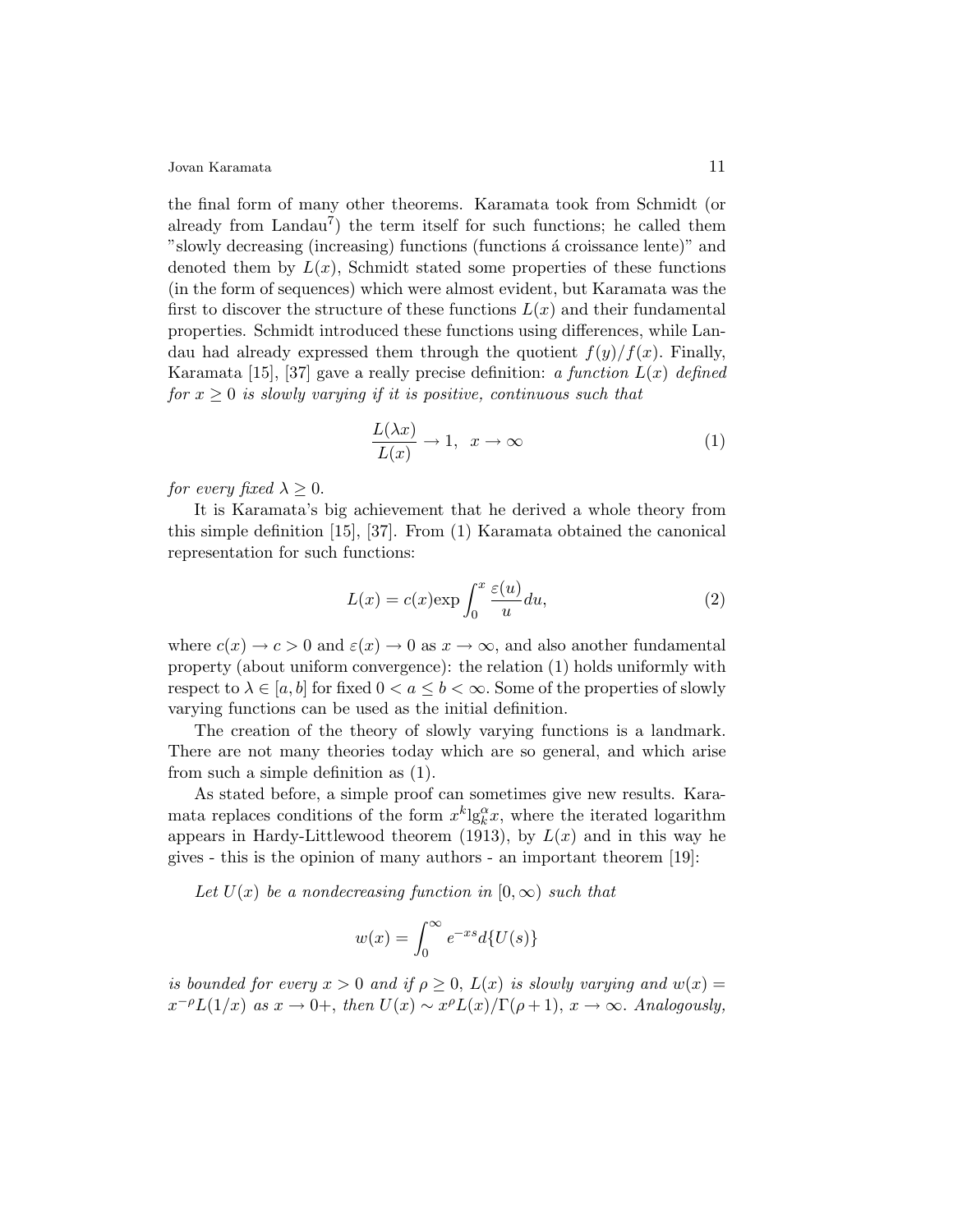the final form of many other theorems. Karamata took from Schmidt (or already from Landau[7]) the term itself for such functions; he called them "slowly decreasing (increasing) functions (functions á croissance lente)" and denoted them by $L(x)$, Schmidt stated some properties of these functions (in the form of sequences) which were almost evident, but Karamata was the first to discover the structure of these functions $L(x)$ and their fundamental properties. Schmidt introduced these functions using differences, while Landau had already expressed them through the quotient $f(y)/f(x)$. Finally, Karamata [15], [37] gave a really precise definition: *a function $L(x)$ defined for $x \geq 0$ is slowly varying if it is positive, continuous such that*

$$\frac{L(\lambda x)}{L(x)} \to 1, \quad x \to \infty \tag{1}$$

*for every fixed $\lambda \geq 0$.*

It is Karamata's big achievement that he derived a whole theory from this simple definition [15], [37]. From (1) Karamata obtained the canonical representation for such functions:

$$L(x) = c(x) \exp \int_0^x \frac{\varepsilon(u)}{u} du, \tag{2}$$

where $c(x) \to c > 0$ and $\varepsilon(x) \to 0$ as $x \to \infty$, and also another fundamental property (about uniform convergence): the relation (1) holds uniformly with respect to $\lambda \in [a, b]$ for fixed $0 < a \leq b < \infty$. Some of the properties of slowly varying functions can be used as the initial definition.

The creation of the theory of slowly varying functions is a landmark. There are not many theories today which are so general, and which arise from such a simple definition as (1).

As stated before, a simple proof can sometimes give new results. Karamata replaces conditions of the form $x^k \lg_k^\alpha x$, where the iterated logarithm appears in Hardy-Littlewood theorem (1913), by $L(x)$ and in this way he gives - this is the opinion of many authors - an important theorem [19]:

*Let $U(x)$ be a nondecreasing function in $[0, \infty)$ such that*

$$w(x) = \int_0^\infty e^{-xs} d\{U(s)\}$$

*is bounded for every $x > 0$ and if $\rho \geq 0$, $L(x)$ is slowly varying and $w(x) = x^{-\rho} L(1/x)$ as $x \to 0+$, then $U(x) \sim x^\rho L(x)/\Gamma(\rho + 1)$, $x \to \infty$. Analogously,*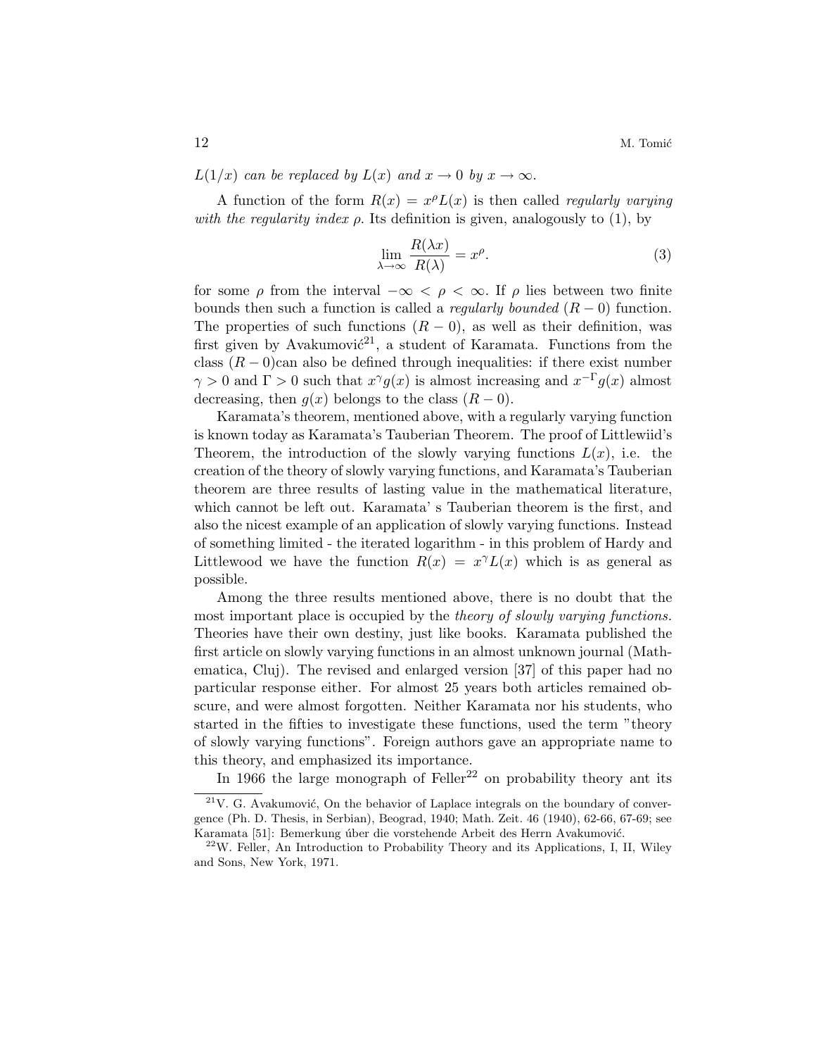*$L(1/x)$ can be replaced by $L(x)$ and $x \to 0$ by $x \to \infty$.*

A function of the form $R(x) = x^\rho L(x)$ is then called *regularly varying with the regularity index* $\rho$. Its definition is given, analogously to (1), by

$$\lim_{\lambda\to\infty} \frac{R(\lambda x)}{R(\lambda)} = x^\rho. \tag{3}$$

for some $\rho$ from the interval $-\infty < \rho < \infty$. If $\rho$ lies between two finite bounds then such a function is called a *regularly bounded* $(R-0)$ function. The properties of such functions $(R-0)$, as well as their definition, was first given by Avakumović[21], a student of Karamata. Functions from the class $(R-0)$can also be defined through inequalities: if there exist number $\gamma > 0$ and $\Gamma > 0$ such that $x^\gamma g(x)$ is almost increasing and $x^{-\Gamma} g(x)$ almost decreasing, then $g(x)$ belongs to the class $(R-0)$.

Karamata's theorem, mentioned above, with a regularly varying function is known today as Karamata's Tauberian Theorem. The proof of Littlewiid's Theorem, the introduction of the slowly varying functions $L(x)$, i.e. the creation of the theory of slowly varying functions, and Karamata's Tauberian theorem are three results of lasting value in the mathematical literature, which cannot be left out. Karamata' s Tauberian theorem is the first, and also the nicest example of an application of slowly varying functions. Instead of something limited - the iterated logarithm - in this problem of Hardy and Littlewood we have the function $R(x) = x^\gamma L(x)$ which is as general as possible.

Among the three results mentioned above, there is no doubt that the most important place is occupied by the *theory of slowly varying functions*. Theories have their own destiny, just like books. Karamata published the first article on slowly varying functions in an almost unknown journal (Mathematica, Cluj). The revised and enlarged version [37] of this paper had no particular response either. For almost 25 years both articles remained obscure, and were almost forgotten. Neither Karamata nor his students, who started in the fifties to investigate these functions, used the term "theory of slowly varying functions". Foreign authors gave an appropriate name to this theory, and emphasized its importance.

In 1966 the large monograph of Feller[22] on probability theory ant its

---

[21] V. G. Avakumović, On the behavior of Laplace integrals on the boundary of convergence (Ph. D. Thesis, in Serbian), Beograd, 1940; Math. Zeit. 46 (1940), 62-66, 67-69; see Karamata [51]: Bemerkung úber die vorstehende Arbeit des Herrn Avakumović.

[22] W. Feller, An Introduction to Probability Theory and its Applications, I, II, Wiley and Sons, New York, 1971.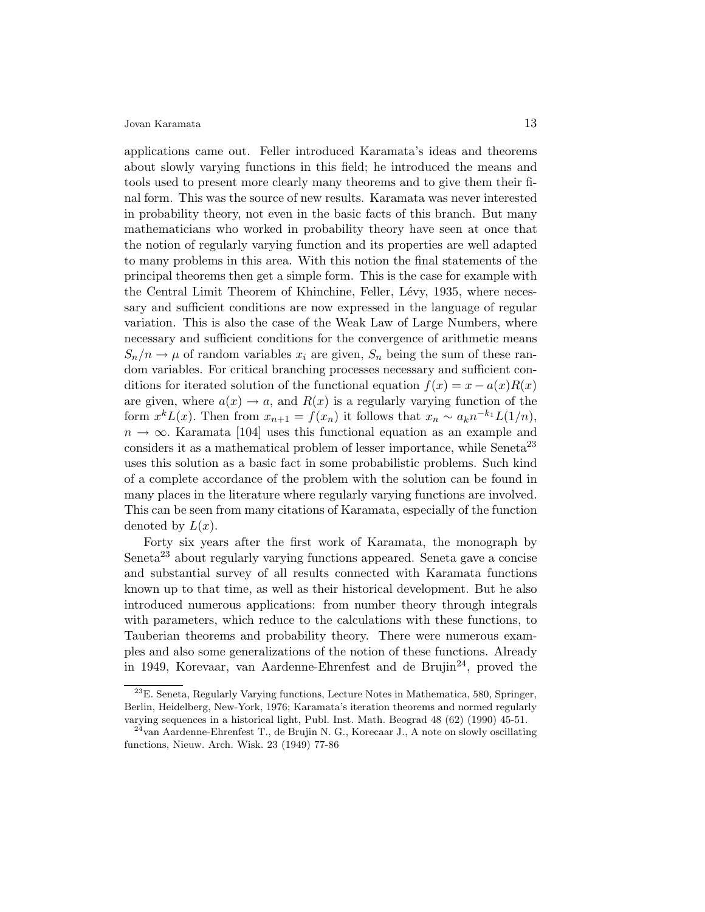applications came out. Feller introduced Karamata's ideas and theorems about slowly varying functions in this field; he introduced the means and tools used to present more clearly many theorems and to give them their final form. This was the source of new results. Karamata was never interested in probability theory, not even in the basic facts of this branch. But many mathematicians who worked in probability theory have seen at once that the notion of regularly varying function and its properties are well adapted to many problems in this area. With this notion the final statements of the principal theorems then get a simple form. This is the case for example with the Central Limit Theorem of Khinchine, Feller, Lévy, 1935, where necessary and sufficient conditions are now expressed in the language of regular variation. This is also the case of the Weak Law of Large Numbers, where necessary and sufficient conditions for the convergence of arithmetic means $S_n/n \to \mu$ of random variables $x_i$ are given, $S_n$ being the sum of these random variables. For critical branching processes necessary and sufficient conditions for iterated solution of the functional equation $f(x) = x - a(x)R(x)$ are given, where $a(x) \to a$, and $R(x)$ is a regularly varying function of the form $x^k L(x)$. Then from $x_{n+1} = f(x_n)$ it follows that $x_n \sim a_k n^{-k_1} L(1/n)$, $n \to \infty$. Karamata [104] uses this functional equation as an example and considers it as a mathematical problem of lesser importance, while Seneta[23] uses this solution as a basic fact in some probabilistic problems. Such kind of a complete accordance of the problem with the solution can be found in many places in the literature where regularly varying functions are involved. This can be seen from many citations of Karamata, especially of the function denoted by $L(x)$.

Forty six years after the first work of Karamata, the monograph by Seneta[23] about regularly varying functions appeared. Seneta gave a concise and substantial survey of all results connected with Karamata functions known up to that time, as well as their historical development. But he also introduced numerous applications: from number theory through integrals with parameters, which reduce to the calculations with these functions, to Tauberian theorems and probability theory. There were numerous examples and also some generalizations of the notion of these functions. Already in 1949, Korevaar, van Aardenne-Ehrenfest and de Brujin[24], proved the

[23] E. Seneta, Regularly Varying functions, Lecture Notes in Mathematica, 580, Springer, Berlin, Heidelberg, New-York, 1976; Karamata's iteration theorems and normed regularly varying sequences in a historical light, Publ. Inst. Math. Beograd 48 (62) (1990) 45-51.

[24] van Aardenne-Ehrenfest T., de Brujin N. G., Korecaar J., A note on slowly oscillating functions, Nieuw. Arch. Wisk. 23 (1949) 77-86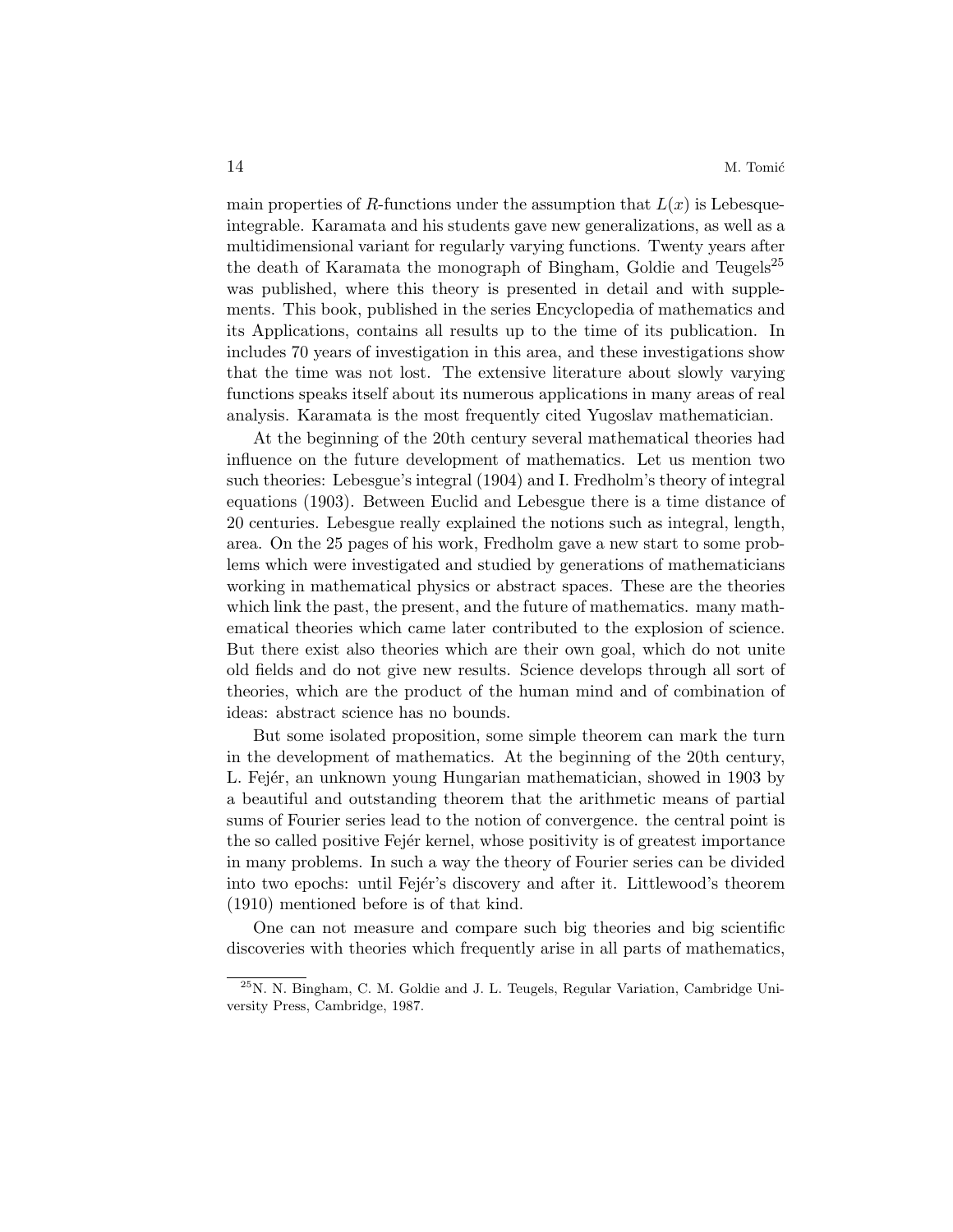main properties of $R$-functions under the assumption that $L(x)$ is Lebesque-integrable. Karamata and his students gave new generalizations, as well as a multidimensional variant for regularly varying functions. Twenty years after the death of Karamata the monograph of Bingham, Goldie and Teugels[25] was published, where this theory is presented in detail and with supplements. This book, published in the series Encyclopedia of mathematics and its Applications, contains all results up to the time of its publication. In includes 70 years of investigation in this area, and these investigations show that the time was not lost. The extensive literature about slowly varying functions speaks itself about its numerous applications in many areas of real analysis. Karamata is the most frequently cited Yugoslav mathematician.

At the beginning of the 20th century several mathematical theories had influence on the future development of mathematics. Let us mention two such theories: Lebesgue's integral (1904) and I. Fredholm's theory of integral equations (1903). Between Euclid and Lebesgue there is a time distance of 20 centuries. Lebesgue really explained the notions such as integral, length, area. On the 25 pages of his work, Fredholm gave a new start to some problems which were investigated and studied by generations of mathematicians working in mathematical physics or abstract spaces. These are the theories which link the past, the present, and the future of mathematics. many mathematical theories which came later contributed to the explosion of science. But there exist also theories which are their own goal, which do not unite old fields and do not give new results. Science develops through all sort of theories, which are the product of the human mind and of combination of ideas: abstract science has no bounds.

But some isolated proposition, some simple theorem can mark the turn in the development of mathematics. At the beginning of the 20th century, L. Fejér, an unknown young Hungarian mathematician, showed in 1903 by a beautiful and outstanding theorem that the arithmetic means of partial sums of Fourier series lead to the notion of convergence. the central point is the so called positive Fejér kernel, whose positivity is of greatest importance in many problems. In such a way the theory of Fourier series can be divided into two epochs: until Fejér's discovery and after it. Littlewood's theorem (1910) mentioned before is of that kind.

One can not measure and compare such big theories and big scientific discoveries with theories which frequently arise in all parts of mathematics,

[25] N. N. Bingham, C. M. Goldie and J. L. Teugels, Regular Variation, Cambridge University Press, Cambridge, 1987.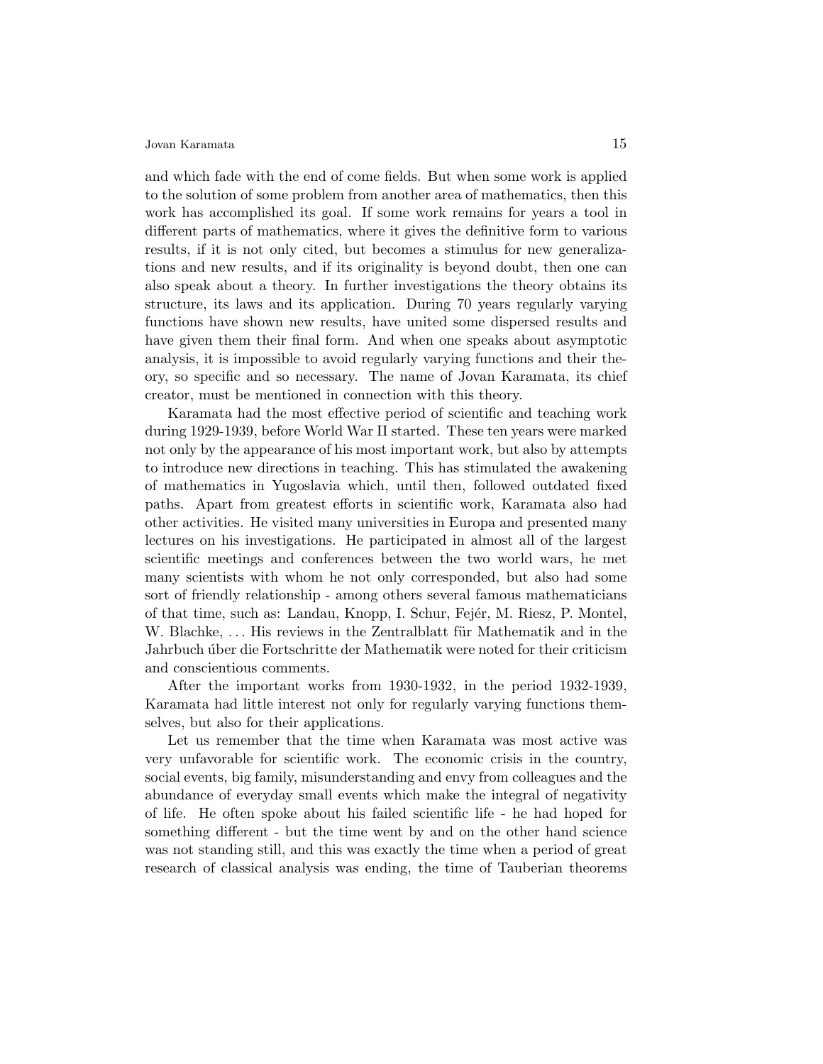and which fade with the end of come fields. But when some work is applied to the solution of some problem from another area of mathematics, then this work has accomplished its goal. If some work remains for years a tool in different parts of mathematics, where it gives the definitive form to various results, if it is not only cited, but becomes a stimulus for new generalizations and new results, and if its originality is beyond doubt, then one can also speak about a theory. In further investigations the theory obtains its structure, its laws and its application. During 70 years regularly varying functions have shown new results, have united some dispersed results and have given them their final form. And when one speaks about asymptotic analysis, it is impossible to avoid regularly varying functions and their theory, so specific and so necessary. The name of Jovan Karamata, its chief creator, must be mentioned in connection with this theory.

Karamata had the most effective period of scientific and teaching work during 1929-1939, before World War II started. These ten years were marked not only by the appearance of his most important work, but also by attempts to introduce new directions in teaching. This has stimulated the awakening of mathematics in Yugoslavia which, until then, followed outdated fixed paths. Apart from greatest efforts in scientific work, Karamata also had other activities. He visited many universities in Europa and presented many lectures on his investigations. He participated in almost all of the largest scientific meetings and conferences between the two world wars, he met many scientists with whom he not only corresponded, but also had some sort of friendly relationship - among others several famous mathematicians of that time, such as: Landau, Knopp, I. Schur, Fejér, M. Riesz, P. Montel, W. Blachke, ... His reviews in the Zentralblatt für Mathematik and in the Jahrbuch úber die Fortschritte der Mathematik were noted for their criticism and conscientious comments.

After the important works from 1930-1932, in the period 1932-1939, Karamata had little interest not only for regularly varying functions themselves, but also for their applications.

Let us remember that the time when Karamata was most active was very unfavorable for scientific work. The economic crisis in the country, social events, big family, misunderstanding and envy from colleagues and the abundance of everyday small events which make the integral of negativity of life. He often spoke about his failed scientific life - he had hoped for something different - but the time went by and on the other hand science was not standing still, and this was exactly the time when a period of great research of classical analysis was ending, the time of Tauberian theorems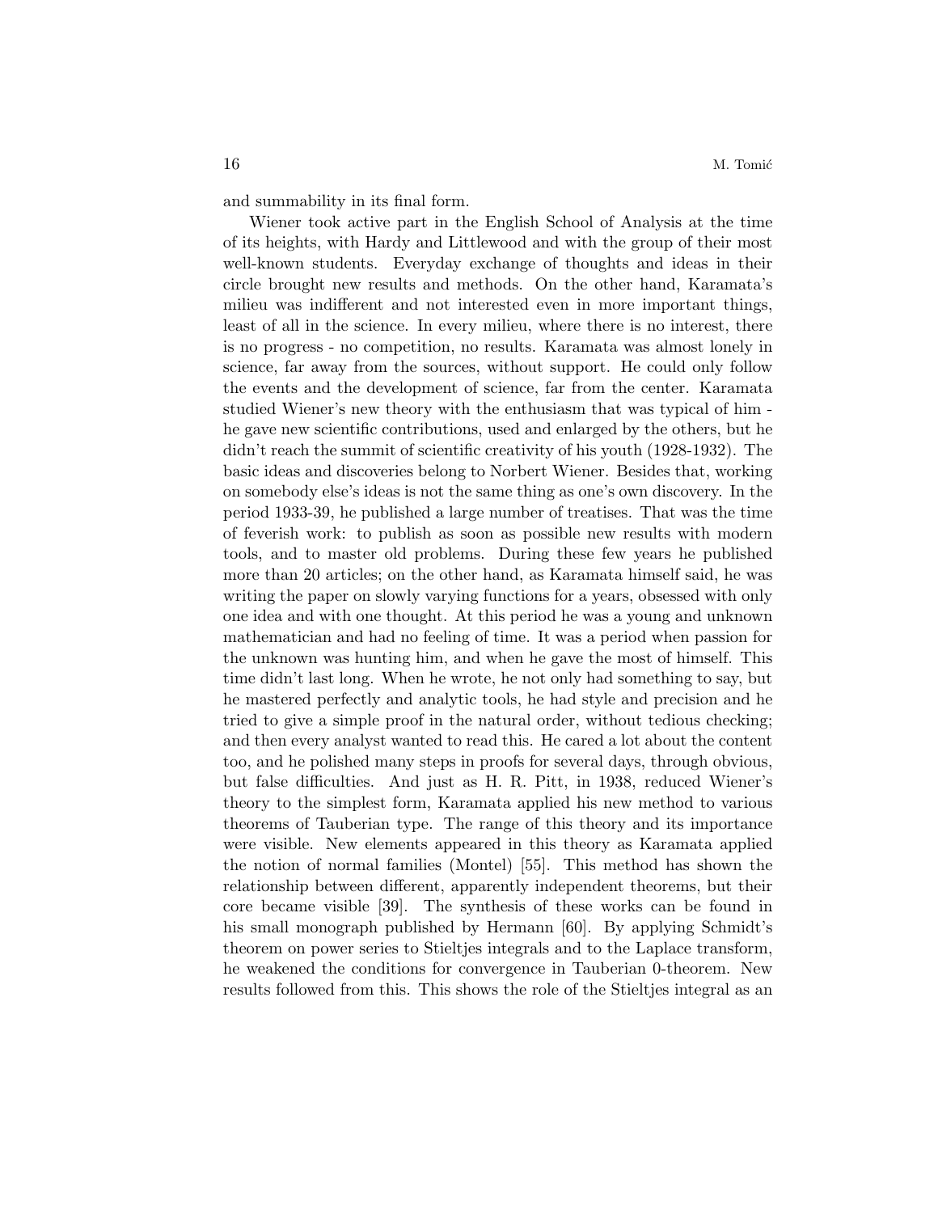and summability in its final form.

Wiener took active part in the English School of Analysis at the time of its heights, with Hardy and Littlewood and with the group of their most well-known students. Everyday exchange of thoughts and ideas in their circle brought new results and methods. On the other hand, Karamata's milieu was indifferent and not interested even in more important things, least of all in the science. In every milieu, where there is no interest, there is no progress - no competition, no results. Karamata was almost lonely in science, far away from the sources, without support. He could only follow the events and the development of science, far from the center. Karamata studied Wiener's new theory with the enthusiasm that was typical of him - he gave new scientific contributions, used and enlarged by the others, but he didn't reach the summit of scientific creativity of his youth (1928-1932). The basic ideas and discoveries belong to Norbert Wiener. Besides that, working on somebody else's ideas is not the same thing as one's own discovery. In the period 1933-39, he published a large number of treatises. That was the time of feverish work: to publish as soon as possible new results with modern tools, and to master old problems. During these few years he published more than 20 articles; on the other hand, as Karamata himself said, he was writing the paper on slowly varying functions for a years, obsessed with only one idea and with one thought. At this period he was a young and unknown mathematician and had no feeling of time. It was a period when passion for the unknown was hunting him, and when he gave the most of himself. This time didn't last long. When he wrote, he not only had something to say, but he mastered perfectly and analytic tools, he had style and precision and he tried to give a simple proof in the natural order, without tedious checking; and then every analyst wanted to read this. He cared a lot about the content too, and he polished many steps in proofs for several days, through obvious, but false difficulties. And just as H. R. Pitt, in 1938, reduced Wiener's theory to the simplest form, Karamata applied his new method to various theorems of Tauberian type. The range of this theory and its importance were visible. New elements appeared in this theory as Karamata applied the notion of normal families (Montel) [55]. This method has shown the relationship between different, apparently independent theorems, but their core became visible [39]. The synthesis of these works can be found in his small monograph published by Hermann [60]. By applying Schmidt's theorem on power series to Stieltjes integrals and to the Laplace transform, he weakened the conditions for convergence in Tauberian 0-theorem. New results followed from this. This shows the role of the Stieltjes integral as an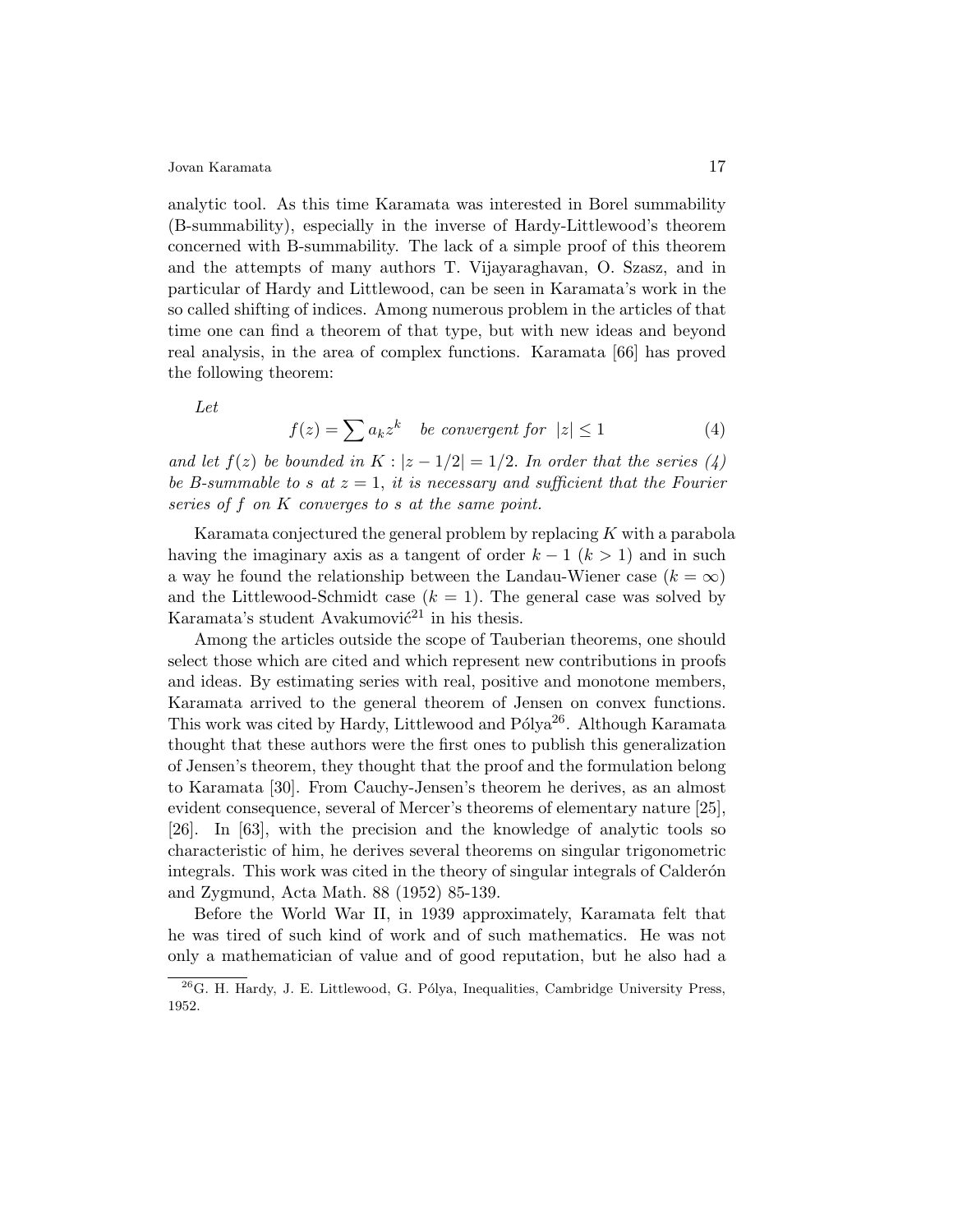analytic tool. As this time Karamata was interested in Borel summability (B-summability), especially in the inverse of Hardy-Littlewood's theorem concerned with B-summability. The lack of a simple proof of this theorem and the attempts of many authors T. Vijayaraghavan, O. Szasz, and in particular of Hardy and Littlewood, can be seen in Karamata's work in the so called shifting of indices. Among numerous problem in the articles of that time one can find a theorem of that type, but with new ideas and beyond real analysis, in the area of complex functions. Karamata [66] has proved the following theorem:

*Let*

$$f(z) = \sum a_k z^k \quad \textit{be convergent for} \;\; |z| \le 1 \tag{4}$$

*and let $f(z)$ be bounded in $K : |z - 1/2| = 1/2$. In order that the series (4) be B-summable to $s$ at $z = 1$, it is necessary and sufficient that the Fourier series of $f$ on $K$ converges to $s$ at the same point.*

Karamata conjectured the general problem by replacing $K$ with a parabola having the imaginary axis as a tangent of order $k-1$ ($k > 1$) and in such a way he found the relationship between the Landau-Wiener case ($k = \infty$) and the Littlewood-Schmidt case ($k = 1$). The general case was solved by Karamata's student Avakumović[21] in his thesis.

Among the articles outside the scope of Tauberian theorems, one should select those which are cited and which represent new contributions in proofs and ideas. By estimating series with real, positive and monotone members, Karamata arrived to the general theorem of Jensen on convex functions. This work was cited by Hardy, Littlewood and Pólya[26]. Although Karamata thought that these authors were the first ones to publish this generalization of Jensen's theorem, they thought that the proof and the formulation belong to Karamata [30]. From Cauchy-Jensen's theorem he derives, as an almost evident consequence, several of Mercer's theorems of elementary nature [25], [26]. In [63], with the precision and the knowledge of analytic tools so characteristic of him, he derives several theorems on singular trigonometric integrals. This work was cited in the theory of singular integrals of Calderón and Zygmund, Acta Math. 88 (1952) 85-139.

Before the World War II, in 1939 approximately, Karamata felt that he was tired of such kind of work and of such mathematics. He was not only a mathematician of value and of good reputation, but he also had a

[26] G. H. Hardy, J. E. Littlewood, G. Pólya, Inequalities, Cambridge University Press, 1952.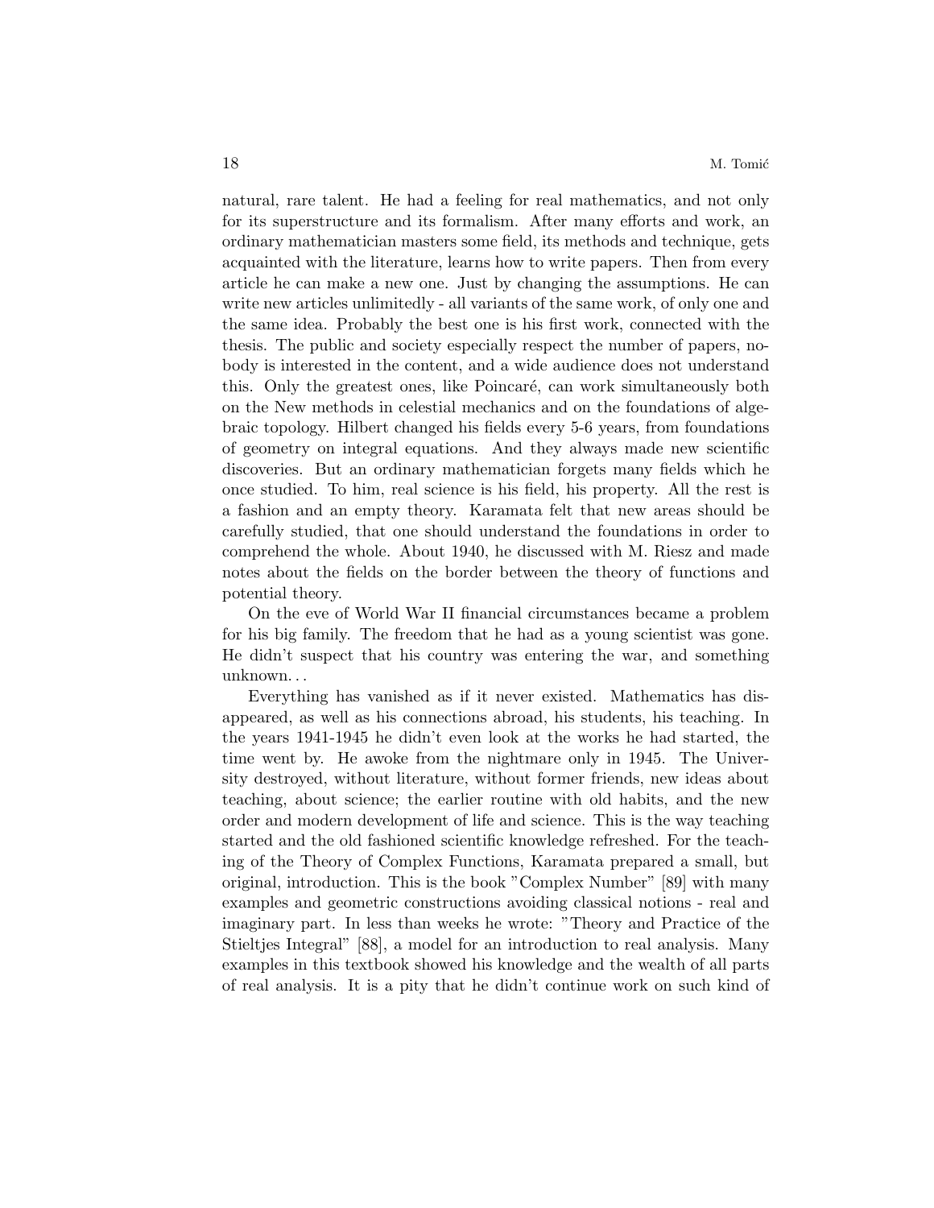natural, rare talent. He had a feeling for real mathematics, and not only for its superstructure and its formalism. After many efforts and work, an ordinary mathematician masters some field, its methods and technique, gets acquainted with the literature, learns how to write papers. Then from every article he can make a new one. Just by changing the assumptions. He can write new articles unlimitedly - all variants of the same work, of only one and the same idea. Probably the best one is his first work, connected with the thesis. The public and society especially respect the number of papers, nobody is interested in the content, and a wide audience does not understand this. Only the greatest ones, like Poincaré, can work simultaneously both on the New methods in celestial mechanics and on the foundations of algebraic topology. Hilbert changed his fields every 5-6 years, from foundations of geometry on integral equations. And they always made new scientific discoveries. But an ordinary mathematician forgets many fields which he once studied. To him, real science is his field, his property. All the rest is a fashion and an empty theory. Karamata felt that new areas should be carefully studied, that one should understand the foundations in order to comprehend the whole. About 1940, he discussed with M. Riesz and made notes about the fields on the border between the theory of functions and potential theory.

On the eve of World War II financial circumstances became a problem for his big family. The freedom that he had as a young scientist was gone. He didn't suspect that his country was entering the war, and something unknown...

Everything has vanished as if it never existed. Mathematics has disappeared, as well as his connections abroad, his students, his teaching. In the years 1941-1945 he didn't even look at the works he had started, the time went by. He awoke from the nightmare only in 1945. The University destroyed, without literature, without former friends, new ideas about teaching, about science; the earlier routine with old habits, and the new order and modern development of life and science. This is the way teaching started and the old fashioned scientific knowledge refreshed. For the teaching of the Theory of Complex Functions, Karamata prepared a small, but original, introduction. This is the book "Complex Number" [89] with many examples and geometric constructions avoiding classical notions - real and imaginary part. In less than weeks he wrote: "Theory and Practice of the Stieltjes Integral" [88], a model for an introduction to real analysis. Many examples in this textbook showed his knowledge and the wealth of all parts of real analysis. It is a pity that he didn't continue work on such kind of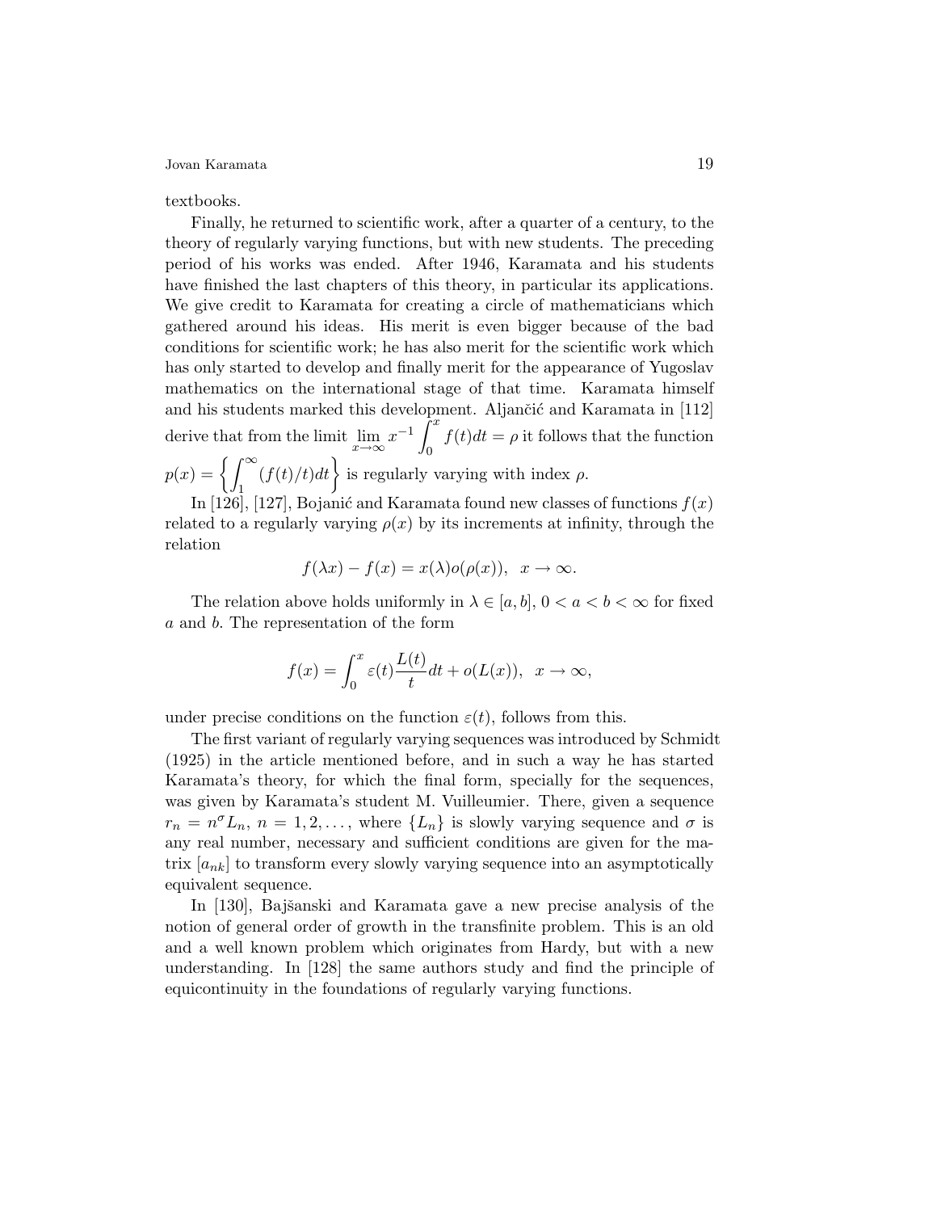textbooks.

Finally, he returned to scientific work, after a quarter of a century, to the theory of regularly varying functions, but with new students. The preceding period of his works was ended. After 1946, Karamata and his students have finished the last chapters of this theory, in particular its applications. We give credit to Karamata for creating a circle of mathematicians which gathered around his ideas. His merit is even bigger because of the bad conditions for scientific work; he has also merit for the scientific work which has only started to develop and finally merit for the appearance of Yugoslav mathematics on the international stage of that time. Karamata himself and his students marked this development. Aljančić and Karamata in [112] derive that from the limit $\lim_{x\to\infty} x^{-1} \int_0^x f(t)dt = \rho$ it follows that the function $p(x) = \left\{ \int_1^\infty (f(t)/t)dt \right\}$ is regularly varying with index $\rho$.

In [126], [127], Bojanić and Karamata found new classes of functions $f(x)$ related to a regularly varying $\rho(x)$ by its increments at infinity, through the relation

$$f(\lambda x) - f(x) = x(\lambda)o(\rho(x)), \quad x \to \infty.$$

The relation above holds uniformly in $\lambda \in [a, b]$, $0 < a < b < \infty$ for fixed $a$ and $b$. The representation of the form

$$f(x) = \int_0^x \varepsilon(t)\frac{L(t)}{t}dt + o(L(x)), \quad x \to \infty,$$

under precise conditions on the function $\varepsilon(t)$, follows from this.

The first variant of regularly varying sequences was introduced by Schmidt (1925) in the article mentioned before, and in such a way he has started Karamata's theory, for which the final form, specially for the sequences, was given by Karamata's student M. Vuilleumier. There, given a sequence $r_n = n^\sigma L_n$, $n = 1, 2, \dots$, where $\{L_n\}$ is slowly varying sequence and $\sigma$ is any real number, necessary and sufficient conditions are given for the matrix $[a_{nk}]$ to transform every slowly varying sequence into an asymptotically equivalent sequence.

In [130], Bajšanski and Karamata gave a new precise analysis of the notion of general order of growth in the transfinite problem. This is an old and a well known problem which originates from Hardy, but with a new understanding. In [128] the same authors study and find the principle of equicontinuity in the foundations of regularly varying functions.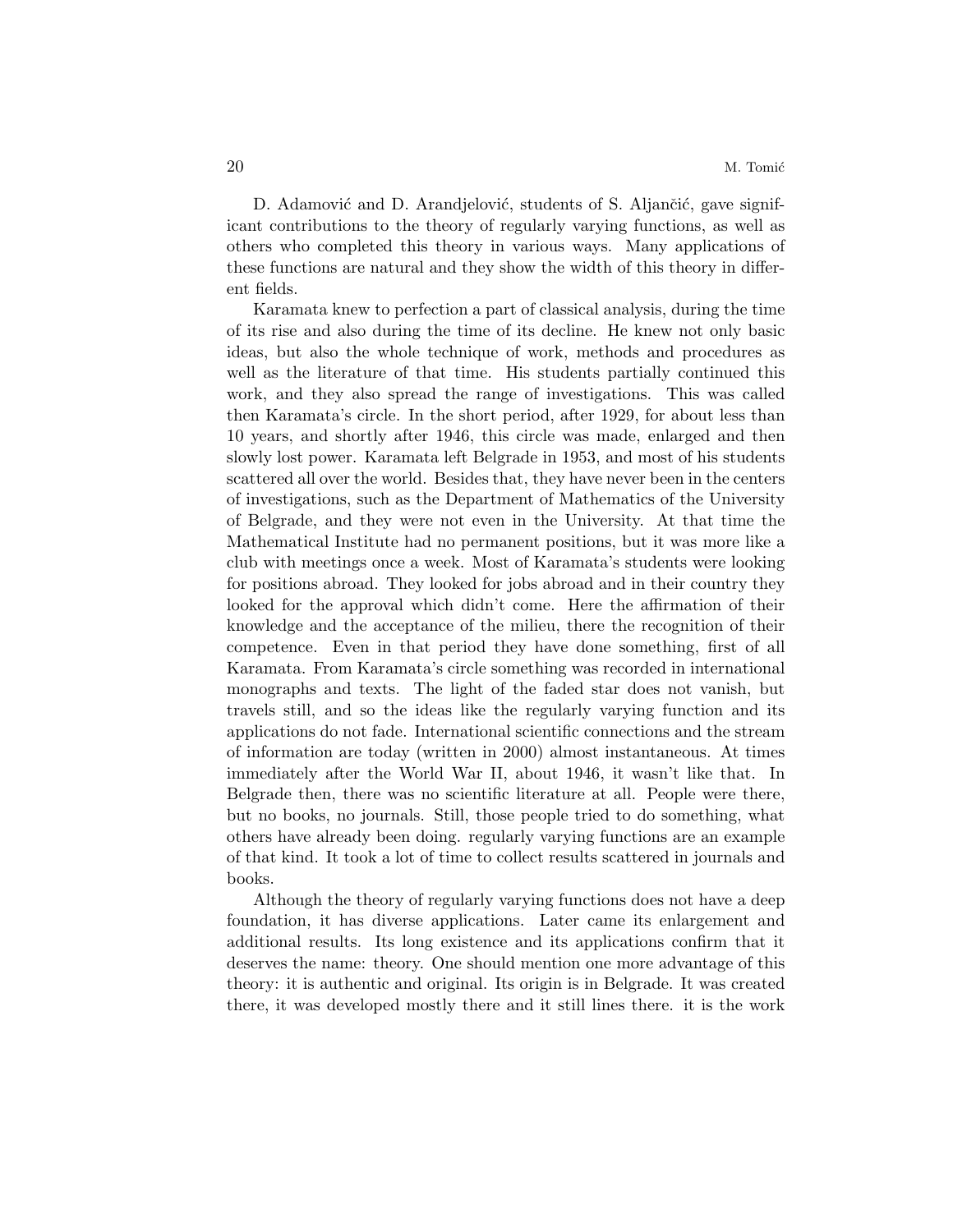D. Adamović and D. Arandjelović, students of S. Aljančić, gave significant contributions to the theory of regularly varying functions, as well as others who completed this theory in various ways. Many applications of these functions are natural and they show the width of this theory in different fields.

Karamata knew to perfection a part of classical analysis, during the time of its rise and also during the time of its decline. He knew not only basic ideas, but also the whole technique of work, methods and procedures as well as the literature of that time. His students partially continued this work, and they also spread the range of investigations. This was called then Karamata's circle. In the short period, after 1929, for about less than 10 years, and shortly after 1946, this circle was made, enlarged and then slowly lost power. Karamata left Belgrade in 1953, and most of his students scattered all over the world. Besides that, they have never been in the centers of investigations, such as the Department of Mathematics of the University of Belgrade, and they were not even in the University. At that time the Mathematical Institute had no permanent positions, but it was more like a club with meetings once a week. Most of Karamata's students were looking for positions abroad. They looked for jobs abroad and in their country they looked for the approval which didn't come. Here the affirmation of their knowledge and the acceptance of the milieu, there the recognition of their competence. Even in that period they have done something, first of all Karamata. From Karamata's circle something was recorded in international monographs and texts. The light of the faded star does not vanish, but travels still, and so the ideas like the regularly varying function and its applications do not fade. International scientific connections and the stream of information are today (written in 2000) almost instantaneous. At times immediately after the World War II, about 1946, it wasn't like that. In Belgrade then, there was no scientific literature at all. People were there, but no books, no journals. Still, those people tried to do something, what others have already been doing. regularly varying functions are an example of that kind. It took a lot of time to collect results scattered in journals and books.

Although the theory of regularly varying functions does not have a deep foundation, it has diverse applications. Later came its enlargement and additional results. Its long existence and its applications confirm that it deserves the name: theory. One should mention one more advantage of this theory: it is authentic and original. Its origin is in Belgrade. It was created there, it was developed mostly there and it still lines there. it is the work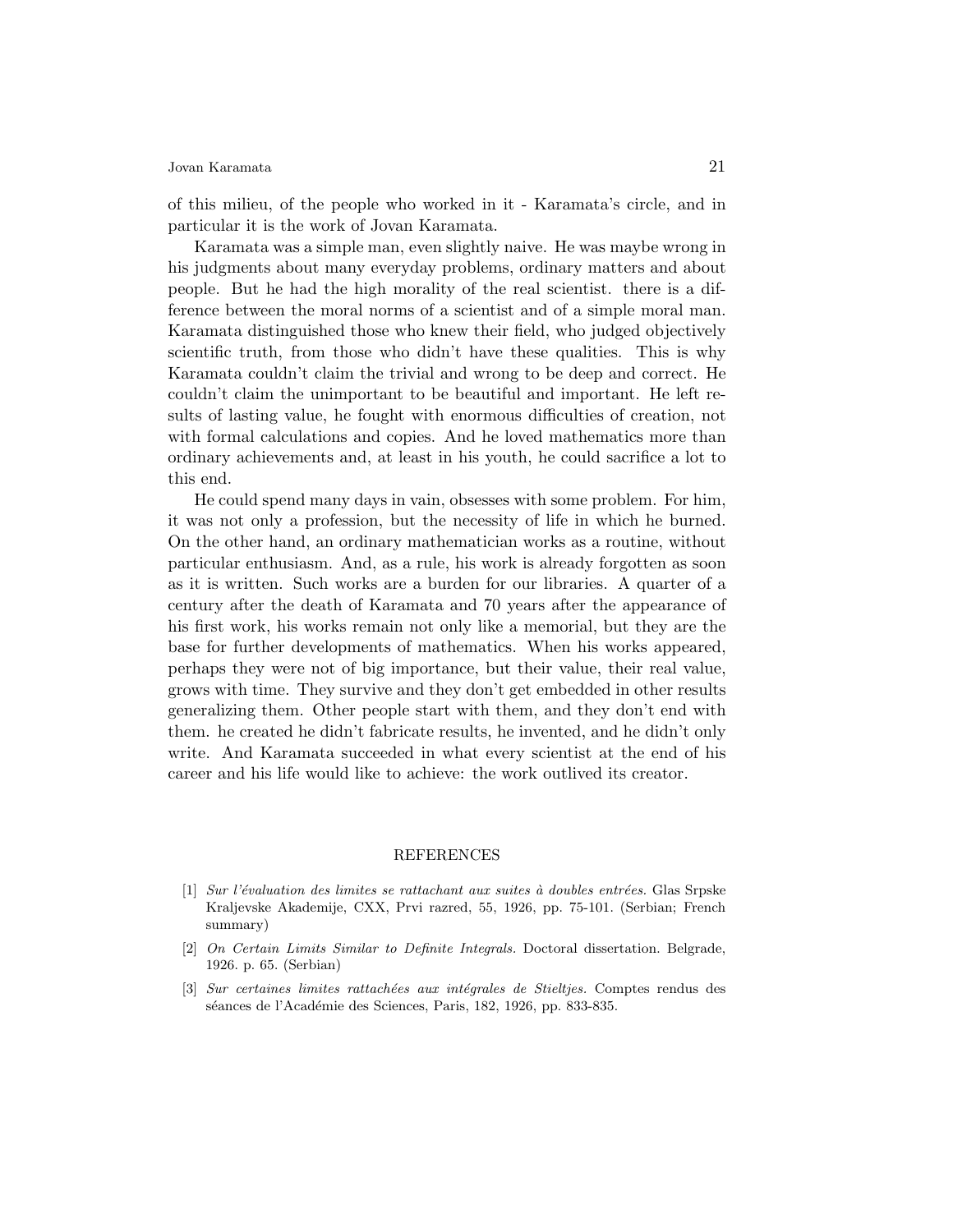of this milieu, of the people who worked in it - Karamata's circle, and in particular it is the work of Jovan Karamata.

Karamata was a simple man, even slightly naive. He was maybe wrong in his judgments about many everyday problems, ordinary matters and about people. But he had the high morality of the real scientist. there is a difference between the moral norms of a scientist and of a simple moral man. Karamata distinguished those who knew their field, who judged objectively scientific truth, from those who didn't have these qualities. This is why Karamata couldn't claim the trivial and wrong to be deep and correct. He couldn't claim the unimportant to be beautiful and important. He left results of lasting value, he fought with enormous difficulties of creation, not with formal calculations and copies. And he loved mathematics more than ordinary achievements and, at least in his youth, he could sacrifice a lot to this end.

He could spend many days in vain, obsesses with some problem. For him, it was not only a profession, but the necessity of life in which he burned. On the other hand, an ordinary mathematician works as a routine, without particular enthusiasm. And, as a rule, his work is already forgotten as soon as it is written. Such works are a burden for our libraries. A quarter of a century after the death of Karamata and 70 years after the appearance of his first work, his works remain not only like a memorial, but they are the base for further developments of mathematics. When his works appeared, perhaps they were not of big importance, but their value, their real value, grows with time. They survive and they don't get embedded in other results generalizing them. Other people start with them, and they don't end with them. he created he didn't fabricate results, he invented, and he didn't only write. And Karamata succeeded in what every scientist at the end of his career and his life would like to achieve: the work outlived its creator.

## REFERENCES

[1] *Sur l'évaluation des limites se rattachant aux suites à doubles entrées.* Glas Srpske Kraljevske Akademije, CXX, Prvi razred, 55, 1926, pp. 75-101. (Serbian; French summary)

[2] *On Certain Limits Similar to Definite Integrals.* Doctoral dissertation. Belgrade, 1926. p. 65. (Serbian)

[3] *Sur certaines limites rattachées aux intégrales de Stieltjes.* Comptes rendus des séances de l'Académie des Sciences, Paris, 182, 1926, pp. 833-835.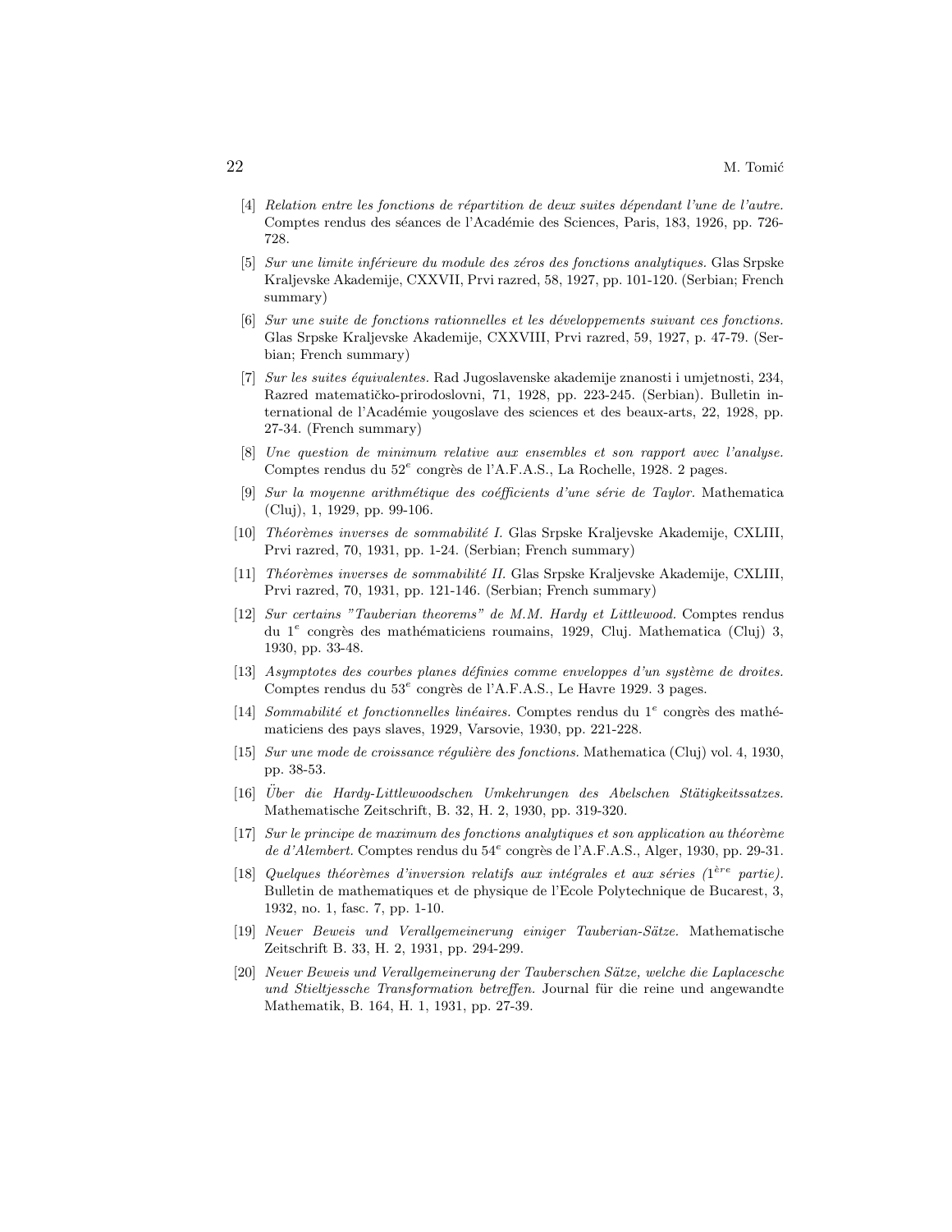[4] *Relation entre les fonctions de répartition de deux suites dépendant l'une de l'autre.* Comptes rendus des séances de l'Académie des Sciences, Paris, 183, 1926, pp. 726-728.

[5] *Sur une limite inférieure du module des zéros des fonctions analytiques.* Glas Srpske Kraljevske Akademije, CXXVII, Prvi razred, 58, 1927, pp. 101-120. (Serbian; French summary)

[6] *Sur une suite de fonctions rationnelles et les développements suivant ces fonctions.* Glas Srpske Kraljevske Akademije, CXXVIII, Prvi razred, 59, 1927, p. 47-79. (Serbian; French summary)

[7] *Sur les suites équivalentes.* Rad Jugoslavenske akademije znanosti i umjetnosti, 234, Razred matematičko-prirodoslovni, 71, 1928, pp. 223-245. (Serbian). Bulletin international de l'Académie yougoslave des sciences et des beaux-arts, 22, 1928, pp. 27-34. (French summary)

[8] *Une question de minimum relative aux ensembles et son rapport avec l'analyse.* Comptes rendus du 52$^e$ congrès de l'A.F.A.S., La Rochelle, 1928. 2 pages.

[9] *Sur la moyenne arithmétique des coéfficients d'une série de Taylor.* Mathematica (Cluj), 1, 1929, pp. 99-106.

[10] *Théorèmes inverses de sommabilité I.* Glas Srpske Kraljevske Akademije, CXLIII, Prvi razred, 70, 1931, pp. 1-24. (Serbian; French summary)

[11] *Théorèmes inverses de sommabilité II.* Glas Srpske Kraljevske Akademije, CXLIII, Prvi razred, 70, 1931, pp. 121-146. (Serbian; French summary)

[12] *Sur certains "Tauberian theorems" de M.M. Hardy et Littlewood.* Comptes rendus du 1$^e$ congrès des mathématiciens roumains, 1929, Cluj. Mathematica (Cluj) 3, 1930, pp. 33-48.

[13] *Asymptotes des courbes planes définies comme enveloppes d'un système de droites.* Comptes rendus du 53$^e$ congrès de l'A.F.A.S., Le Havre 1929. 3 pages.

[14] *Sommabilité et fonctionnelles linéaires.* Comptes rendus du 1$^e$ congrès des mathématiciens des pays slaves, 1929, Varsovie, 1930, pp. 221-228.

[15] *Sur une mode de croissance régulière des fonctions.* Mathematica (Cluj) vol. 4, 1930, pp. 38-53.

[16] *Über die Hardy-Littlewoodschen Umkehrungen des Abelschen Stätigkeitssatzes.* Mathematische Zeitschrift, B. 32, H. 2, 1930, pp. 319-320.

[17] *Sur le principe de maximum des fonctions analytiques et son application au théorème de d'Alembert.* Comptes rendus du 54$^e$ congrès de l'A.F.A.S., Alger, 1930, pp. 29-31.

[18] *Quelques théorèmes d'inversion relatifs aux intégrales et aux séries (1$^{ère}$ partie).* Bulletin de mathematiques et de physique de l'Ecole Polytechnique de Bucarest, 3, 1932, no. 1, fasc. 7, pp. 1-10.

[19] *Neuer Beweis und Verallgemeinerung einiger Tauberian-Sätze.* Mathematische Zeitschrift B. 33, H. 2, 1931, pp. 294-299.

[20] *Neuer Beweis und Verallgemeinerung der Tauberschen Sätze, welche die Laplacesche und Stieltjessche Transformation betreffen.* Journal für die reine und angewandte Mathematik, B. 164, H. 1, 1931, pp. 27-39.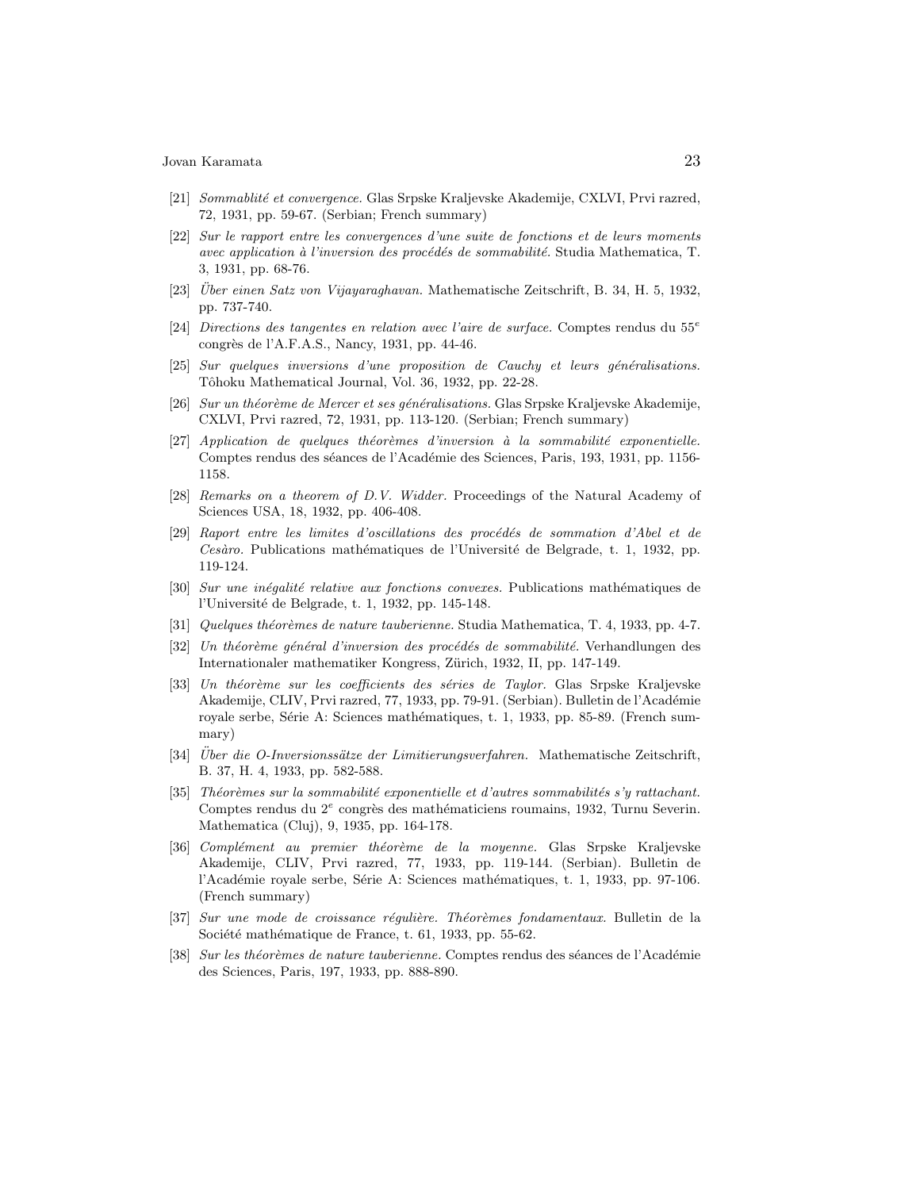- [21] *Sommablité et convergence.* Glas Srpske Kraljevske Akademije, CXLVI, Prvi razred, 72, 1931, pp. 59-67. (Serbian; French summary)
- [22] *Sur le rapport entre les convergences d'une suite de fonctions et de leurs moments avec application à l'inversion des procédés de sommabilité.* Studia Mathematica, T. 3, 1931, pp. 68-76.
- [23] *Über einen Satz von Vijayaraghavan.* Mathematische Zeitschrift, B. 34, H. 5, 1932, pp. 737-740.
- [24] *Directions des tangentes en relation avec l'aire de surface.* Comptes rendus du 55$^e$ congrès de l'A.F.A.S., Nancy, 1931, pp. 44-46.
- [25] *Sur quelques inversions d'une proposition de Cauchy et leurs généralisations.* Tôhoku Mathematical Journal, Vol. 36, 1932, pp. 22-28.
- [26] *Sur un théorème de Mercer et ses généralisations.* Glas Srpske Kraljevske Akademije, CXLVI, Prvi razred, 72, 1931, pp. 113-120. (Serbian; French summary)
- [27] *Application de quelques théorèmes d'inversion à la sommabilité exponentielle.* Comptes rendus des séances de l'Académie des Sciences, Paris, 193, 1931, pp. 1156-1158.
- [28] *Remarks on a theorem of D.V. Widder.* Proceedings of the Natural Academy of Sciences USA, 18, 1932, pp. 406-408.
- [29] *Raport entre les limites d'oscillations des procédés de sommation d'Abel et de Cesàro.* Publications mathématiques de l'Université de Belgrade, t. 1, 1932, pp. 119-124.
- [30] *Sur une inégalité relative aux fonctions convexes.* Publications mathématiques de l'Université de Belgrade, t. 1, 1932, pp. 145-148.
- [31] *Quelques théorèmes de nature tauberienne.* Studia Mathematica, T. 4, 1933, pp. 4-7.
- [32] *Un théorème général d'inversion des procédés de sommabilité.* Verhandlungen des Internationaler mathematiker Kongress, Zürich, 1932, II, pp. 147-149.
- [33] *Un théorème sur les coefficients des séries de Taylor.* Glas Srpske Kraljevske Akademije, CLIV, Prvi razred, 77, 1933, pp. 79-91. (Serbian). Bulletin de l'Académie royale serbe, Série A: Sciences mathématiques, t. 1, 1933, pp. 85-89. (French summary)
- [34] *Über die O-Inversionssätze der Limitierungsverfahren.* Mathematische Zeitschrift, B. 37, H. 4, 1933, pp. 582-588.
- [35] *Théorèmes sur la sommabilité exponentielle et d'autres sommabilités s'y rattachant.* Comptes rendus du 2$^e$ congrès des mathématiciens roumains, 1932, Turnu Severin. Mathematica (Cluj), 9, 1935, pp. 164-178.
- [36] *Complément au premier théorème de la moyenne.* Glas Srpske Kraljevske Akademije, CLIV, Prvi razred, 77, 1933, pp. 119-144. (Serbian). Bulletin de l'Académie royale serbe, Série A: Sciences mathématiques, t. 1, 1933, pp. 97-106. (French summary)
- [37] *Sur une mode de croissance régulière. Théorèmes fondamentaux.* Bulletin de la Société mathématique de France, t. 61, 1933, pp. 55-62.
- [38] *Sur les théorèmes de nature tauberienne.* Comptes rendus des séances de l'Académie des Sciences, Paris, 197, 1933, pp. 888-890.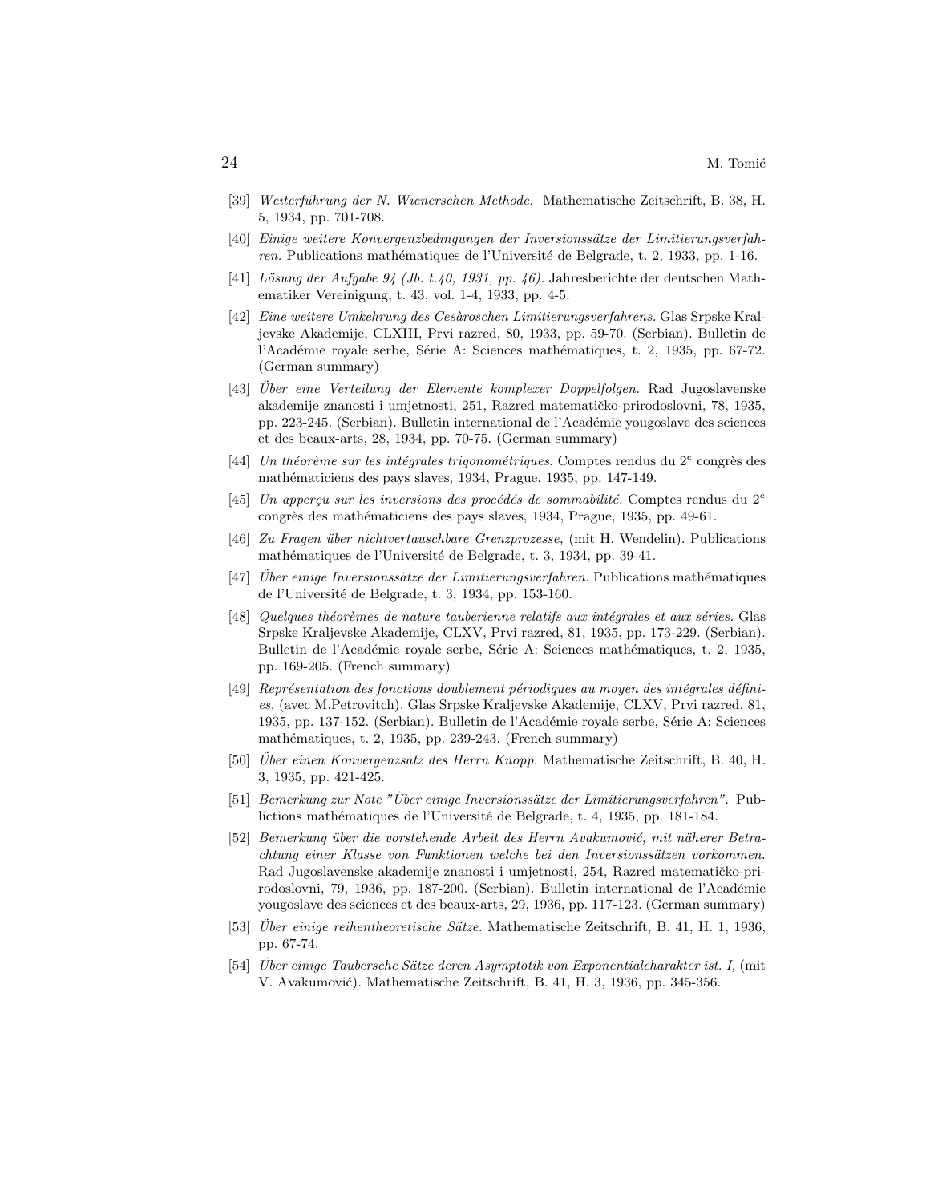[39] *Weiterführung der N. Wienerschen Methode.* Mathematische Zeitschrift, B. 38, H. 5, 1934, pp. 701-708.

[40] *Einige weitere Konvergenzbedingungen der Inversionssätze der Limitierungsverfahren.* Publications mathématiques de l'Université de Belgrade, t. 2, 1933, pp. 1-16.

[41] *Lösung der Aufgabe 94 (Jb. t.40, 1931, pp. 46).* Jahresberichte der deutschen Mathematiker Vereinigung, t. 43, vol. 1-4, 1933, pp. 4-5.

[42] *Eine weitere Umkehrung des Cesàroschen Limitierungsverfahrens.* Glas Srpske Kraljevske Akademije, CLXIII, Prvi razred, 80, 1933, pp. 59-70. (Serbian). Bulletin de l'Académie royale serbe, Série A: Sciences mathématiques, t. 2, 1935, pp. 67-72. (German summary)

[43] *Über eine Verteilung der Elemente komplexer Doppelfolgen.* Rad Jugoslavenske akademije znanosti i umjetnosti, 251, Razred matematičko-prirodoslovni, 78, 1935, pp. 223-245. (Serbian). Bulletin international de l'Académie yougoslave des sciences et des beaux-arts, 28, 1934, pp. 70-75. (German summary)

[44] *Un théorème sur les intégrales trigonométriques.* Comptes rendus du 2[e] congrès des mathématiciens des pays slaves, 1934, Prague, 1935, pp. 147-149.

[45] *Un apperçu sur les inversions des procédés de sommabilité.* Comptes rendus du 2[e] congrès des mathématiciens des pays slaves, 1934, Prague, 1935, pp. 49-61.

[46] *Zu Fragen über nichtvertauschbare Grenzprozesse,* (mit H. Wendelin). Publications mathématiques de l'Université de Belgrade, t. 3, 1934, pp. 39-41.

[47] *Über einige Inversionssätze der Limitierungsverfahren.* Publications mathématiques de l'Université de Belgrade, t. 3, 1934, pp. 153-160.

[48] *Quelques théorèmes de nature tauberienne relatifs aux intégrales et aux séries.* Glas Srpske Kraljevske Akademije, CLXV, Prvi razred, 81, 1935, pp. 173-229. (Serbian). Bulletin de l'Académie royale serbe, Série A: Sciences mathématiques, t. 2, 1935, pp. 169-205. (French summary)

[49] *Représentation des fonctions doublement périodiques au moyen des intégrales définies,* (avec M.Petrovitch). Glas Srpske Kraljevske Akademije, CLXV, Prvi razred, 81, 1935, pp. 137-152. (Serbian). Bulletin de l'Académie royale serbe, Série A: Sciences mathématiques, t. 2, 1935, pp. 239-243. (French summary)

[50] *Über einen Konvergenzsatz des Herrn Knopp.* Mathematische Zeitschrift, B. 40, H. 3, 1935, pp. 421-425.

[51] *Bemerkung zur Note "Über einige Inversionssätze der Limitierungsverfahren".* Publictions mathématiques de l'Université de Belgrade, t. 4, 1935, pp. 181-184.

[52] *Bemerkung über die vorstehende Arbeit des Herrn Avakumović, mit näherer Betrachtung einer Klasse von Funktionen welche bei den Inversionssätzen vorkommen.* Rad Jugoslavenske akademije znanosti i umjetnosti, 254, Razred matematičko-prirodoslovni, 79, 1936, pp. 187-200. (Serbian). Bulletin international de l'Académie yougoslave des sciences et des beaux-arts, 29, 1936, pp. 117-123. (German summary)

[53] *Über einige reihentheoretische Sätze.* Mathematische Zeitschrift, B. 41, H. 1, 1936, pp. 67-74.

[54] *Über einige Taubersche Sätze deren Asymptotik von Exponentialcharakter ist. I,* (mit V. Avakumović). Mathematische Zeitschrift, B. 41, H. 3, 1936, pp. 345-356.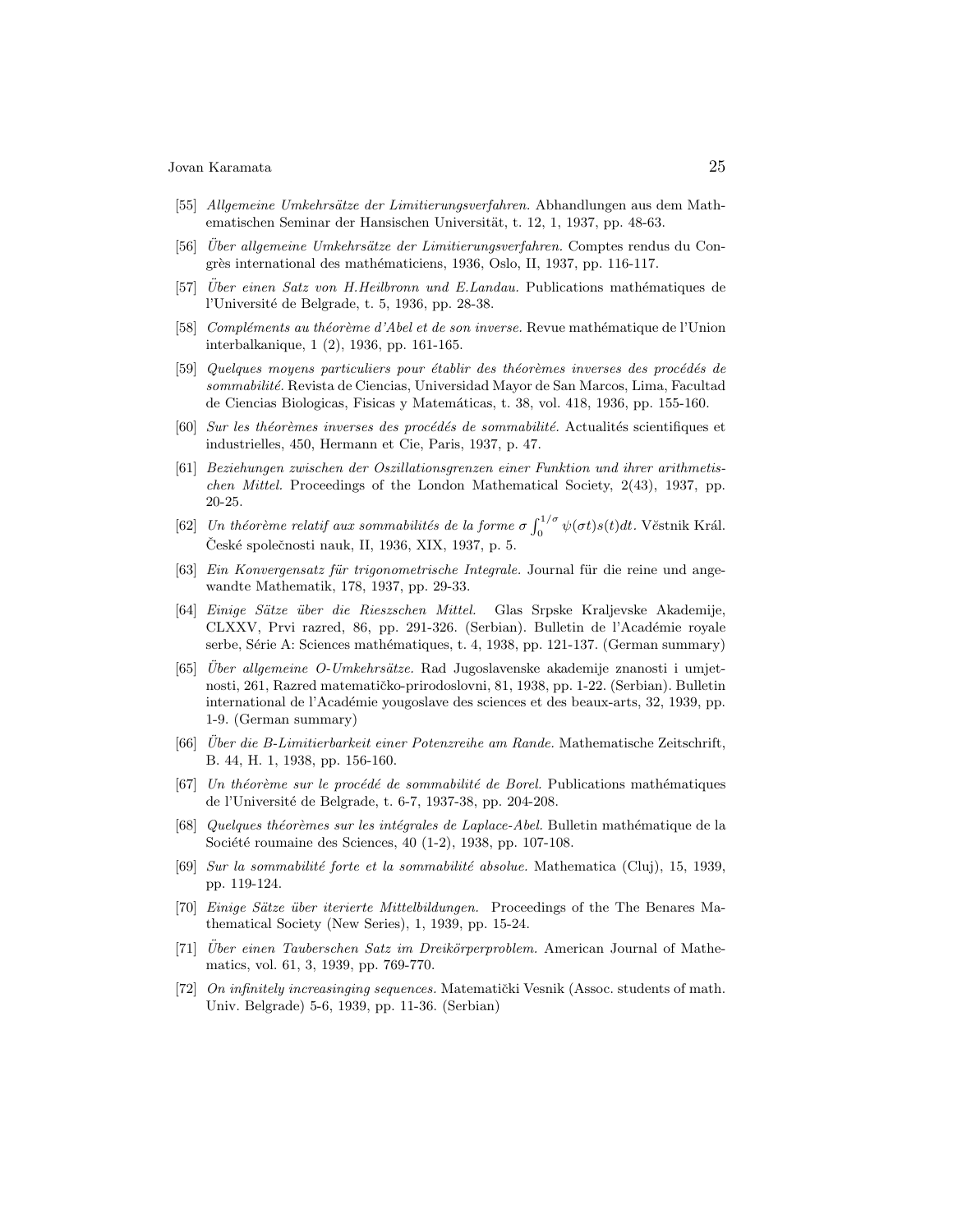[55] *Allgemeine Umkehrsätze der Limitierungsverfahren.* Abhandlungen aus dem Mathematischen Seminar der Hansischen Universität, t. 12, 1, 1937, pp. 48-63.

[56] *Über allgemeine Umkehrsätze der Limitierungsverfahren.* Comptes rendus du Congrès international des mathématiciens, 1936, Oslo, II, 1937, pp. 116-117.

[57] *Über einen Satz von H.Heilbronn und E.Landau.* Publications mathématiques de l'Université de Belgrade, t. 5, 1936, pp. 28-38.

[58] *Compléments au théorème d'Abel et de son inverse.* Revue mathématique de l'Union interbalkanique, 1 (2), 1936, pp. 161-165.

[59] *Quelques moyens particuliers pour établir des théorèmes inverses des procédés de sommabilité.* Revista de Ciencias, Universidad Mayor de San Marcos, Lima, Facultad de Ciencias Biologicas, Fisicas y Matemáticas, t. 38, vol. 418, 1936, pp. 155-160.

[60] *Sur les théorèmes inverses des procédés de sommabilité.* Actualités scientifiques et industrielles, 450, Hermann et Cie, Paris, 1937, p. 47.

[61] *Beziehungen zwischen der Oszillationsgrenzen einer Funktion und ihrer arithmetischen Mittel.* Proceedings of the London Mathematical Society, 2(43), 1937, pp. 20-25.

[62] *Un théorème relatif aux sommabilités de la forme* $\sigma \int_0^{1/\sigma} \psi(\sigma t)s(t)dt$. Věstnik Král. České společnosti nauk, II, 1936, XIX, 1937, p. 5.

[63] *Ein Konvergensatz für trigonometrische Integrale.* Journal für die reine und angewandte Mathematik, 178, 1937, pp. 29-33.

[64] *Einige Sätze über die Rieszschen Mittel.* Glas Srpske Kraljevske Akademije, CLXXV, Prvi razred, 86, pp. 291-326. (Serbian). Bulletin de l'Académie royale serbe, Série A: Sciences mathématiques, t. 4, 1938, pp. 121-137. (German summary)

[65] *Über allgemeine O-Umkehrsätze.* Rad Jugoslavenske akademije znanosti i umjetnosti, 261, Razred matematičko-prirodoslovni, 81, 1938, pp. 1-22. (Serbian). Bulletin international de l'Académie yougoslave des sciences et des beaux-arts, 32, 1939, pp. 1-9. (German summary)

[66] *Über die B-Limitierbarkeit einer Potenzreihe am Rande.* Mathematische Zeitschrift, B. 44, H. 1, 1938, pp. 156-160.

[67] *Un théorème sur le procédé de sommabilité de Borel.* Publications mathématiques de l'Université de Belgrade, t. 6-7, 1937-38, pp. 204-208.

[68] *Quelques théorèmes sur les intégrales de Laplace-Abel.* Bulletin mathématique de la Société roumaine des Sciences, 40 (1-2), 1938, pp. 107-108.

[69] *Sur la sommabilité forte et la sommabilité absolue.* Mathematica (Cluj), 15, 1939, pp. 119-124.

[70] *Einige Sätze über iterierte Mittelbildungen.* Proceedings of the The Benares Mathematical Society (New Series), 1, 1939, pp. 15-24.

[71] *Über einen Tauberschen Satz im Dreikörperproblem.* American Journal of Mathematics, vol. 61, 3, 1939, pp. 769-770.

[72] *On infinitely increasinging sequences.* Matematički Vesnik (Assoc. students of math. Univ. Belgrade) 5-6, 1939, pp. 11-36. (Serbian)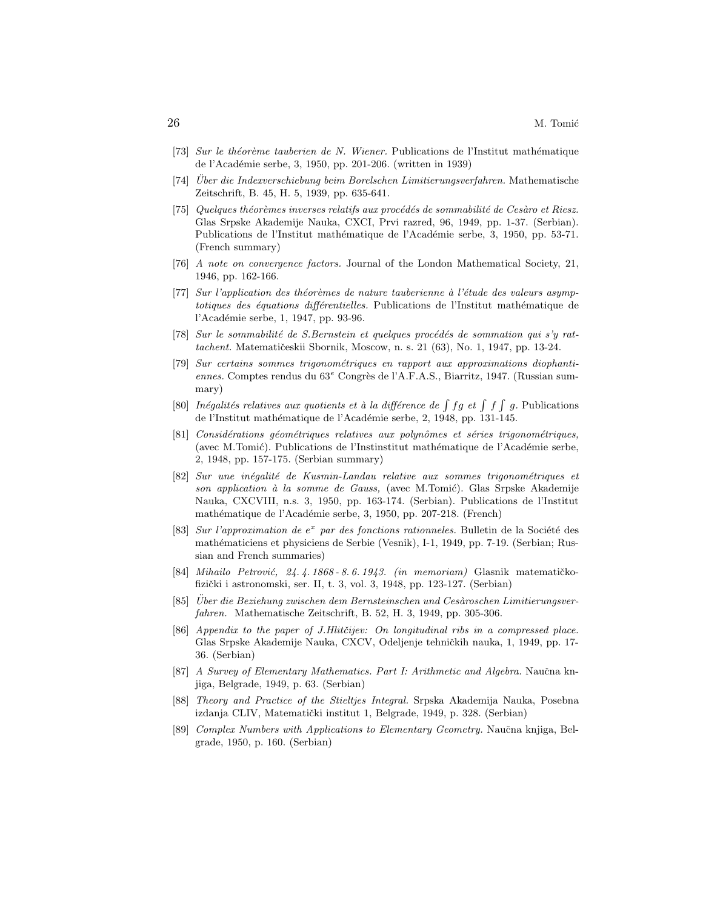[73] *Sur le théorème tauberien de N. Wiener.* Publications de l'Institut mathématique de l'Académie serbe, 3, 1950, pp. 201-206. (written in 1939)

[74] *Über die Indexverschiebung beim Borelschen Limitierungsverfahren.* Mathematische Zeitschrift, B. 45, H. 5, 1939, pp. 635-641.

[75] *Quelques théorèmes inverses relatifs aux procédés de sommabilité de Cesàro et Riesz.* Glas Srpske Akademije Nauka, CXCI, Prvi razred, 96, 1949, pp. 1-37. (Serbian). Publications de l'Institut mathématique de l'Académie serbe, 3, 1950, pp. 53-71. (French summary)

[76] *A note on convergence factors.* Journal of the London Mathematical Society, 21, 1946, pp. 162-166.

[77] *Sur l'application des théorèmes de nature tauberienne à l'étude des valeurs asymptotiques des équations différentielles.* Publications de l'Institut mathématique de l'Académie serbe, 1, 1947, pp. 93-96.

[78] *Sur le sommabilité de S.Bernstein et quelques procédés de sommation qui s'y rattachent.* Matematičeskii Sbornik, Moscow, n. s. 21 (63), No. 1, 1947, pp. 13-24.

[79] *Sur certains sommes trigonométriques en rapport aux approximations diophantiennes.* Comptes rendus du 63$^{e}$ Congrès de l'A.F.A.S., Biarritz, 1947. (Russian summary)

[80] *Inégalités relatives aux quotients et à la différence de* $\int fg$ *et* $\int f \int g$. Publications de l'Institut mathématique de l'Académie serbe, 2, 1948, pp. 131-145.

[81] *Considérations géométriques relatives aux polynômes et séries trigonométriques,* (avec M.Tomić). Publications de l'Instinstitut mathématique de l'Académie serbe, 2, 1948, pp. 157-175. (Serbian summary)

[82] *Sur une inégalité de Kusmin-Landau relative aux sommes trigonométriques et son application à la somme de Gauss,* (avec M.Tomić). Glas Srpske Akademije Nauka, CXCVIII, n.s. 3, 1950, pp. 163-174. (Serbian). Publications de l'Institut mathématique de l'Académie serbe, 3, 1950, pp. 207-218. (French)

[83] *Sur l'approximation de* $e^{x}$ *par des fonctions rationneles.* Bulletin de la Société des mathématiciens et physiciens de Serbie (Vesnik), I-1, 1949, pp. 7-19. (Serbian; Russian and French summaries)

[84] *Mihailo Petrović, 24. 4. 1868 - 8. 6. 1943. (in memoriam)* Glasnik matematičko-fizički i astronomski, ser. II, t. 3, vol. 3, 1948, pp. 123-127. (Serbian)

[85] *Über die Beziehung zwischen dem Bernsteinschen und Cesàroschen Limitierungsverfahren.* Mathematische Zeitschrift, B. 52, H. 3, 1949, pp. 305-306.

[86] *Appendix to the paper of J.Hlitčijev: On longitudinal ribs in a compressed place.* Glas Srpske Akademije Nauka, CXCV, Odeljenje tehničkih nauka, 1, 1949, pp. 17-36. (Serbian)

[87] *A Survey of Elementary Mathematics. Part I: Arithmetic and Algebra.* Naučna knjiga, Belgrade, 1949, p. 63. (Serbian)

[88] *Theory and Practice of the Stieltjes Integral.* Srpska Akademija Nauka, Posebna izdanja CLIV, Matematički institut 1, Belgrade, 1949, p. 328. (Serbian)

[89] *Complex Numbers with Applications to Elementary Geometry.* Naučna knjiga, Belgrade, 1950, p. 160. (Serbian)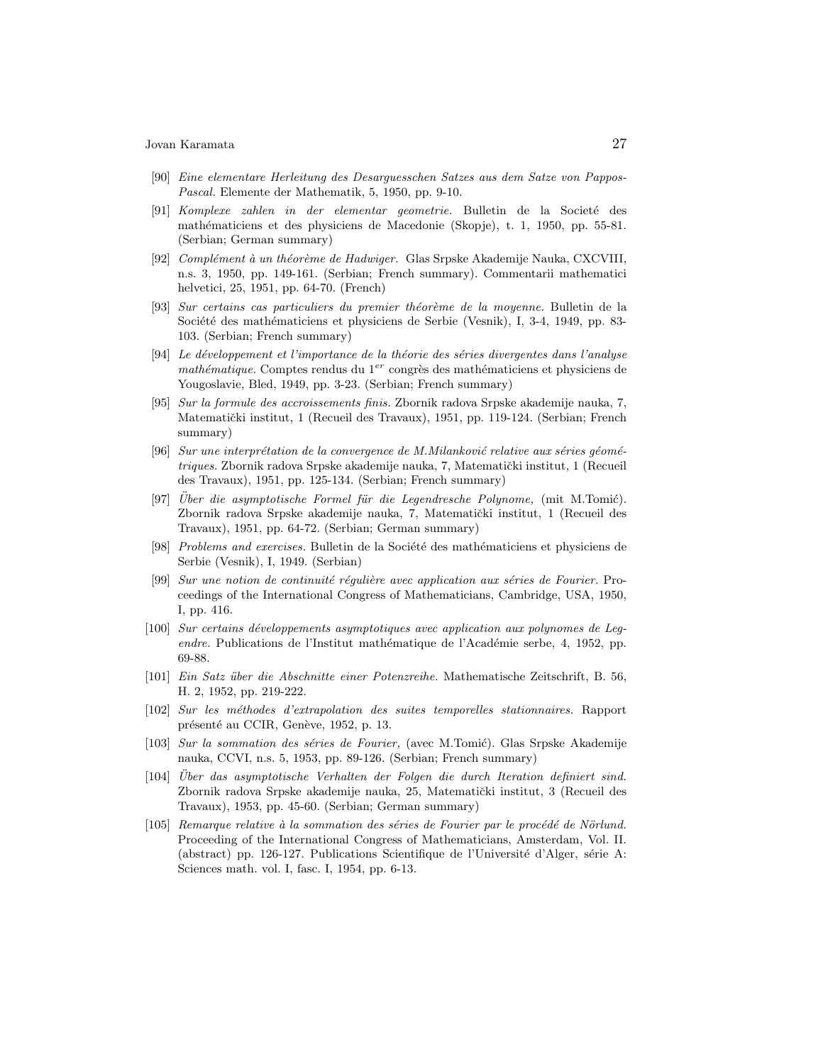[90] *Eine elementare Herleitung des Desarguesschen Satzes aus dem Satze von Pappos-Pascal.* Elemente der Mathematik, 5, 1950, pp. 9-10.

[91] *Komplexe zahlen in der elementar geometrie.* Bulletin de la Societé des mathématiciens et des physiciens de Macedonie (Skopje), t. 1, 1950, pp. 55-81. (Serbian; German summary)

[92] *Complément à un théorème de Hadwiger.* Glas Srpske Akademije Nauka, CXCVIII, n.s. 3, 1950, pp. 149-161. (Serbian; French summary). Commentarii mathematici helvetici, 25, 1951, pp. 64-70. (French)

[93] *Sur certains cas particuliers du premier théorème de la moyenne.* Bulletin de la Société des mathématiciens et physiciens de Serbie (Vesnik), I, 3-4, 1949, pp. 83-103. (Serbian; French summary)

[94] *Le développement et l'importance de la théorie des séries divergentes dans l'analyse mathématique.* Comptes rendus du 1$^{er}$ congrès des mathématiciens et physiciens de Yougoslavie, Bled, 1949, pp. 3-23. (Serbian; French summary)

[95] *Sur la formule des accroissements finis.* Zbornik radova Srpske akademije nauka, 7, Matematički institut, 1 (Recueil des Travaux), 1951, pp. 119-124. (Serbian; French summary)

[96] *Sur une interprétation de la convergence de M.Milanković relative aux séries géométriques.* Zbornik radova Srpske akademije nauka, 7, Matematički institut, 1 (Recueil des Travaux), 1951, pp. 125-134. (Serbian; French summary)

[97] *Über die asymptotische Formel für die Legendresche Polynome,* (mit M.Tomić). Zbornik radova Srpske akademije nauka, 7, Matematički institut, 1 (Recueil des Travaux), 1951, pp. 64-72. (Serbian; German summary)

[98] *Problems and exercises.* Bulletin de la Société des mathématiciens et physiciens de Serbie (Vesnik), I, 1949. (Serbian)

[99] *Sur une notion de continuité régulière avec application aux séries de Fourier.* Proceedings of the International Congress of Mathematicians, Cambridge, USA, 1950, I, pp. 416.

[100] *Sur certains développements asymptotiques avec application aux polynomes de Legendre.* Publications de l'Institut mathématique de l'Académie serbe, 4, 1952, pp. 69-88.

[101] *Ein Satz über die Abschnitte einer Potenzreihe.* Mathematische Zeitschrift, B. 56, H. 2, 1952, pp. 219-222.

[102] *Sur les méthodes d'extrapolation des suites temporelles stationnaires.* Rapport présenté au CCIR, Genève, 1952, p. 13.

[103] *Sur la sommation des séries de Fourier,* (avec M.Tomić). Glas Srpske Akademije nauka, CCVI, n.s. 5, 1953, pp. 89-126. (Serbian; French summary)

[104] *Über das asymptotische Verhalten der Folgen die durch Iteration definiert sind.* Zbornik radova Srpske akademije nauka, 25, Matematički institut, 3 (Recueil des Travaux), 1953, pp. 45-60. (Serbian; German summary)

[105] *Remarque relative à la sommation des séries de Fourier par le procédé de Nörlund.* Proceeding of the International Congress of Mathematicians, Amsterdam, Vol. II. (abstract) pp. 126-127. Publications Scientifique de l'Université d'Alger, série A: Sciences math. vol. I, fasc. I, 1954, pp. 6-13.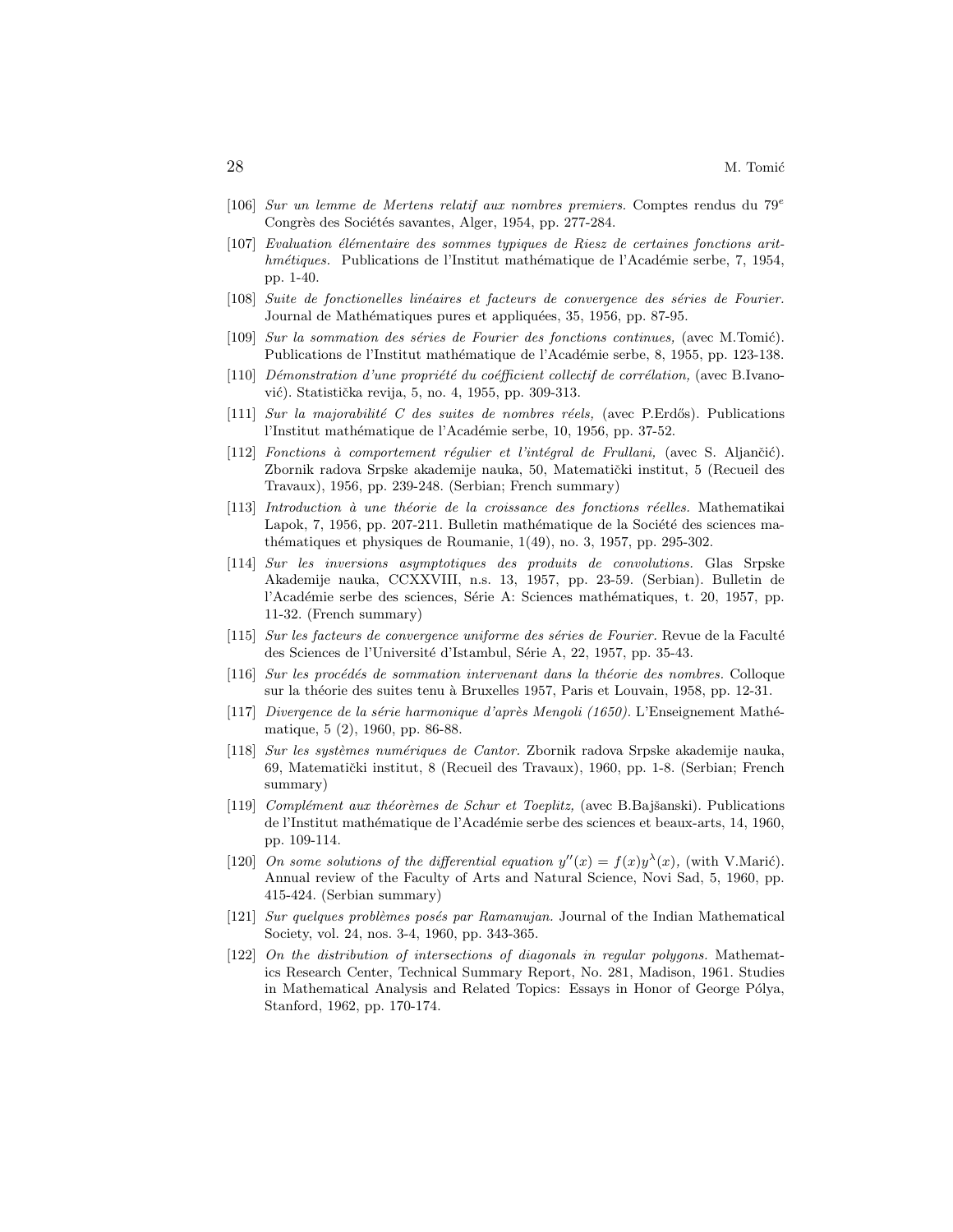[106] *Sur un lemme de Mertens relatif aux nombres premiers.* Comptes rendus du 79$^e$ Congrès des Sociétés savantes, Alger, 1954, pp. 277-284.

[107] *Evaluation élémentaire des sommes typiques de Riesz de certaines fonctions arithmétiques.* Publications de l'Institut mathématique de l'Académie serbe, 7, 1954, pp. 1-40.

[108] *Suite de fonctionelles linéaires et facteurs de convergence des séries de Fourier.* Journal de Mathématiques pures et appliquées, 35, 1956, pp. 87-95.

[109] *Sur la sommation des séries de Fourier des fonctions continues,* (avec M.Tomić). Publications de l'Institut mathématique de l'Académie serbe, 8, 1955, pp. 123-138.

[110] *Démonstration d'une propriété du coéfficient collectif de corrélation,* (avec B.Ivanović). Statistička revija, 5, no. 4, 1955, pp. 309-313.

[111] *Sur la majorabilité C des suites de nombres réels,* (avec P.Erdős). Publications l'Institut mathématique de l'Académie serbe, 10, 1956, pp. 37-52.

[112] *Fonctions à comportement régulier et l'intégral de Frullani,* (avec S. Aljančić). Zbornik radova Srpske akademije nauka, 50, Matematički institut, 5 (Recueil des Travaux), 1956, pp. 239-248. (Serbian; French summary)

[113] *Introduction à une théorie de la croissance des fonctions réelles.* Mathematikai Lapok, 7, 1956, pp. 207-211. Bulletin mathématique de la Société des sciences mathématiques et physiques de Roumanie, 1(49), no. 3, 1957, pp. 295-302.

[114] *Sur les inversions asymptotiques des produits de convolutions.* Glas Srpske Akademije nauka, CCXXVIII, n.s. 13, 1957, pp. 23-59. (Serbian). Bulletin de l'Académie serbe des sciences, Série A: Sciences mathématiques, t. 20, 1957, pp. 11-32. (French summary)

[115] *Sur les facteurs de convergence uniforme des séries de Fourier.* Revue de la Faculté des Sciences de l'Université d'Istambul, Série A, 22, 1957, pp. 35-43.

[116] *Sur les procédés de sommation intervenant dans la théorie des nombres.* Colloque sur la théorie des suites tenu à Bruxelles 1957, Paris et Louvain, 1958, pp. 12-31.

[117] *Divergence de la série harmonique d'après Mengoli (1650).* L'Enseignement Mathématique, 5 (2), 1960, pp. 86-88.

[118] *Sur les systèmes numériques de Cantor.* Zbornik radova Srpske akademije nauka, 69, Matematički institut, 8 (Recueil des Travaux), 1960, pp. 1-8. (Serbian; French summary)

[119] *Complément aux théorèmes de Schur et Toeplitz,* (avec B.Bajšanski). Publications de l'Institut mathématique de l'Académie serbe des sciences et beaux-arts, 14, 1960, pp. 109-114.

[120] *On some solutions of the differential equation $y''(x) = f(x)y^{\lambda}(x)$,* (with V.Marić). Annual review of the Faculty of Arts and Natural Science, Novi Sad, 5, 1960, pp. 415-424. (Serbian summary)

[121] *Sur quelques problèmes posés par Ramanujan.* Journal of the Indian Mathematical Society, vol. 24, nos. 3-4, 1960, pp. 343-365.

[122] *On the distribution of intersections of diagonals in regular polygons.* Mathematics Research Center, Technical Summary Report, No. 281, Madison, 1961. Studies in Mathematical Analysis and Related Topics: Essays in Honor of George Pólya, Stanford, 1962, pp. 170-174.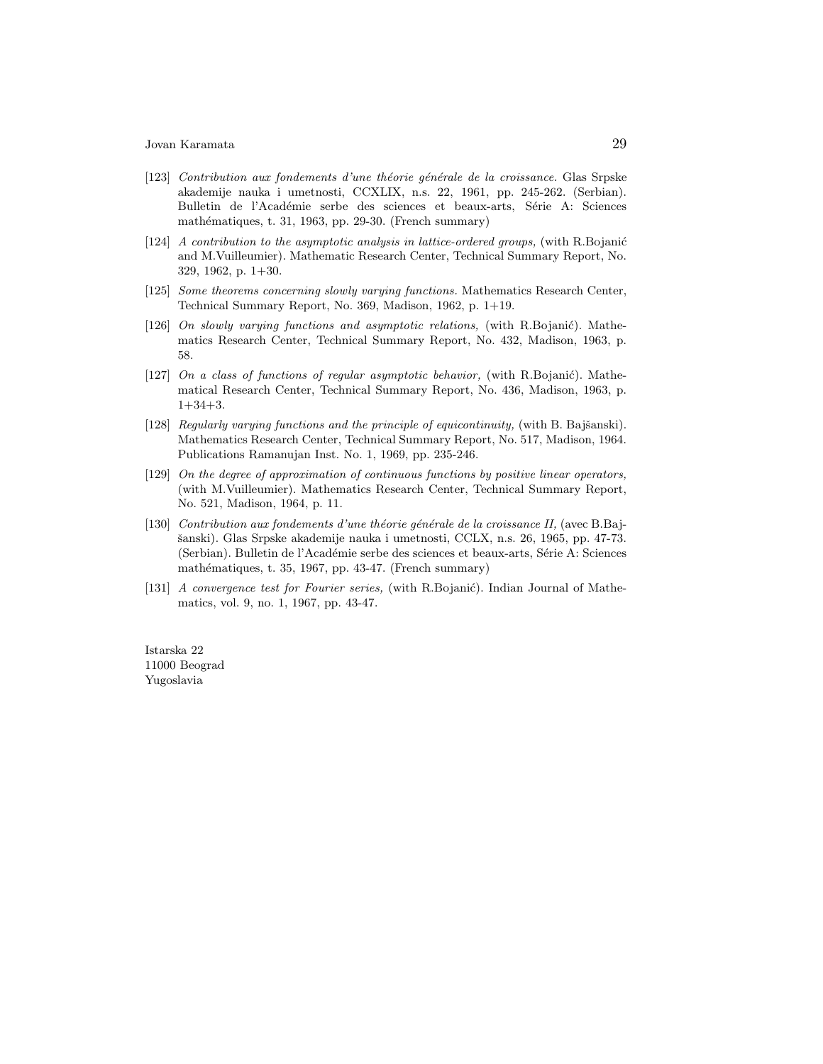[123] *Contribution aux fondements d'une théorie générale de la croissance.* Glas Srpske akademije nauka i umetnosti, CCXLIX, n.s. 22, 1961, pp. 245-262. (Serbian). Bulletin de l'Académie serbe des sciences et beaux-arts, Série A: Sciences mathématiques, t. 31, 1963, pp. 29-30. (French summary)

[124] *A contribution to the asymptotic analysis in lattice-ordered groups,* (with R.Bojanić and M.Vuilleumier). Mathematic Research Center, Technical Summary Report, No. 329, 1962, p. 1+30.

[125] *Some theorems concerning slowly varying functions.* Mathematics Research Center, Technical Summary Report, No. 369, Madison, 1962, p. 1+19.

[126] *On slowly varying functions and asymptotic relations,* (with R.Bojanić). Mathematics Research Center, Technical Summary Report, No. 432, Madison, 1963, p. 58.

[127] *On a class of functions of regular asymptotic behavior,* (with R.Bojanić). Mathematical Research Center, Technical Summary Report, No. 436, Madison, 1963, p. 1+34+3.

[128] *Regularly varying functions and the principle of equicontinuity,* (with B. Bajšanski). Mathematics Research Center, Technical Summary Report, No. 517, Madison, 1964. Publications Ramanujan Inst. No. 1, 1969, pp. 235-246.

[129] *On the degree of approximation of continuous functions by positive linear operators,* (with M.Vuilleumier). Mathematics Research Center, Technical Summary Report, No. 521, Madison, 1964, p. 11.

[130] *Contribution aux fondements d'une théorie générale de la croissance II,* (avec B.Bajšanski). Glas Srpske akademije nauka i umetnosti, CCLX, n.s. 26, 1965, pp. 47-73. (Serbian). Bulletin de l'Académie serbe des sciences et beaux-arts, Série A: Sciences mathématiques, t. 35, 1967, pp. 43-47. (French summary)

[131] *A convergence test for Fourier series,* (with R.Bojanić). Indian Journal of Mathematics, vol. 9, no. 1, 1967, pp. 43-47.

Istarska 22
11000 Beograd
Yugoslavia